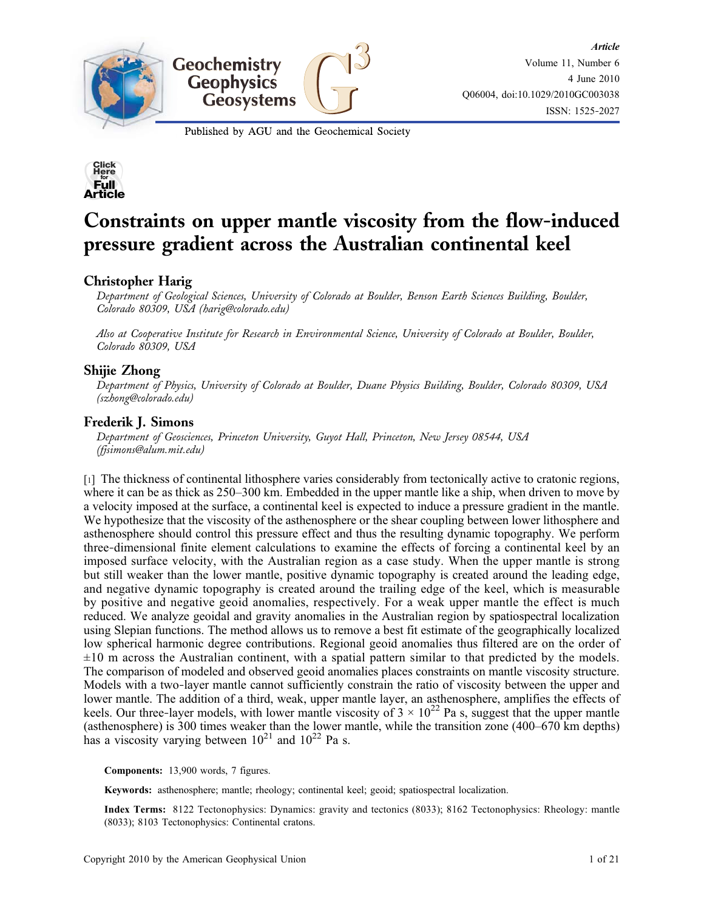# Constraints on upper mantle viscosity from the flow-induced pressure gradient across the Australian continental keel

## Christopher Harig

*Department of Geological Sciences, University of Colorado at Boulder, Benson Earth Sciences Building, Boulder, Colorado 80309, USA (harig@colorado.edu)*

*Also at Cooperative Institute for Research in Environmental Science, University of Colorado at Boulder, Boulder, Colorado 80309, USA*

## Shijie Zhong

*Department of Physics, University of Colorado at Boulder, Duane Physics Building, Boulder, Colorado 80309, USA (szhong@colorado.edu)*

## Frederik J. Simons

*Department of Geosciences, Princeton University, Guyot Hall, Princeton, New Jersey 08544, USA (fjsimons@alum.mit.edu)*

[1] The thickness of continental lithosphere varies considerably from tectonically active to cratonic regions, where it can be as thick as 250–300 km. Embedded in the upper mantle like a ship, when driven to move by a velocity imposed at the surface, a continental keel is expected to induce a pressure gradient in the mantle. We hypothesize that the viscosity of the asthenosphere or the shear coupling between lower lithosphere and asthenosphere should control this pressure effect and thus the resulting dynamic topography. We perform three-dimensional finite element calculations to examine the effects of forcing a continental keel by an imposed surface velocity, with the Australian region as a case study. When the upper mantle is strong but still weaker than the lower mantle, positive dynamic topography is created around the leading edge, and negative dynamic topography is created around the trailing edge of the keel, which is measurable by positive and negative geoid anomalies, respectively. For a weak upper mantle the effect is much reduced. We analyze geoidal and gravity anomalies in the Australian region by spatiospectral localization using Slepian functions. The method allows us to remove a best fit estimate of the geographically localized low spherical harmonic degree contributions. Regional geoid anomalies thus filtered are on the order of ±10 m across the Australian continent, with a spatial pattern similar to that predicted by the models. The comparison of modeled and observed geoid anomalies places constraints on mantle viscosity structure. Models with a two-layer mantle cannot sufficiently constrain the ratio of viscosity between the upper and lower mantle. The addition of a third, weak, upper mantle layer, an asthenosphere, amplifies the effects of keels. Our three-layer models, with lower mantle viscosity of $3 \times 10^{22}$ Pa s, suggest that the upper mantle (asthenosphere) is 300 times weaker than the lower mantle, while the transition zone (400–670 km depths) has a viscosity varying between $10^{21}$ and $10^{22}$ Pa s.

**Components:** 13,900 words, 7 figures.

**Keywords:** asthenosphere; mantle; rheology; continental keel; geoid; spatiospectral localization.

**Index Terms:** 8122 Tectonophysics: Dynamics: gravity and tectonics (8033); 8162 Tectonophysics: Rheology: mantle (8033); 8103 Tectonophysics: Continental cratons.

Copyright 2010 by the American Geophysical Union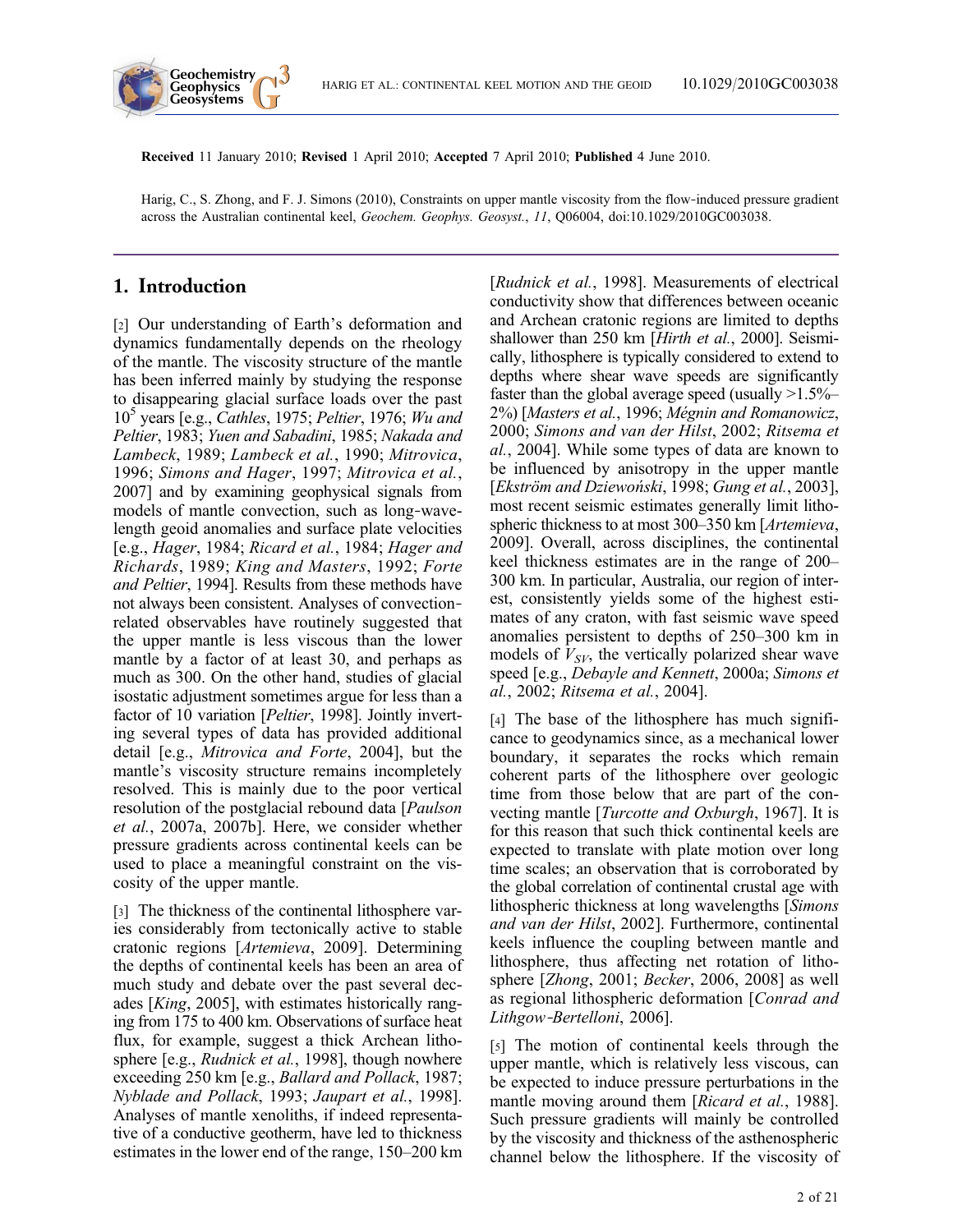**Received** 11 January 2010; **Revised** 1 April 2010; **Accepted** 7 April 2010; **Published** 4 June 2010.

Harig, C., S. Zhong, and F. J. Simons (2010), Constraints on upper mantle viscosity from the flow-induced pressure gradient across the Australian continental keel, *Geochem. Geophys. Geosyst.*, *11*, Q06004, doi:10.1029/2010GC003038.

## 1. Introduction

[2] Our understanding of Earth's deformation and dynamics fundamentally depends on the rheology of the mantle. The viscosity structure of the mantle has been inferred mainly by studying the response to disappearing glacial surface loads over the past $10^5$ years [e.g., *Cathles*, 1975; *Peltier*, 1976; *Wu and Peltier*, 1983; *Yuen and Sabadini*, 1985; *Nakada and Lambeck*, 1989; *Lambeck et al.*, 1990; *Mitrovica*, 1996; *Simons and Hager*, 1997; *Mitrovica et al.*, 2007] and by examining geophysical signals from models of mantle convection, such as long-wavelength geoid anomalies and surface plate velocities [e.g., *Hager*, 1984; *Ricard et al.*, 1984; *Hager and Richards*, 1989; *King and Masters*, 1992; *Forte and Peltier*, 1994]. Results from these methods have not always been consistent. Analyses of convection-related observables have routinely suggested that the upper mantle is less viscous than the lower mantle by a factor of at least 30, and perhaps as much as 300. On the other hand, studies of glacial isostatic adjustment sometimes argue for less than a factor of 10 variation [*Peltier*, 1998]. Jointly inverting several types of data has provided additional detail [e.g., *Mitrovica and Forte*, 2004], but the mantle's viscosity structure remains incompletely resolved. This is mainly due to the poor vertical resolution of the postglacial rebound data [*Paulson et al.*, 2007a, 2007b]. Here, we consider whether pressure gradients across continental keels can be used to place a meaningful constraint on the viscosity of the upper mantle.

[3] The thickness of the continental lithosphere varies considerably from tectonically active to stable cratonic regions [*Artemieva*, 2009]. Determining the depths of continental keels has been an area of much study and debate over the past several decades [*King*, 2005], with estimates historically ranging from 175 to 400 km. Observations of surface heat flux, for example, suggest a thick Archean lithosphere [e.g., *Rudnick et al.*, 1998], though nowhere exceeding 250 km [e.g., *Ballard and Pollack*, 1987; *Nyblade and Pollack*, 1993; *Jaupart et al.*, 1998]. Analyses of mantle xenoliths, if indeed representative of a conductive geotherm, have led to thickness estimates in the lower end of the range, 150–200 km [*Rudnick et al.*, 1998]. Measurements of electrical conductivity show that differences between oceanic and Archean cratonic regions are limited to depths shallower than 250 km [*Hirth et al.*, 2000]. Seismically, lithosphere is typically considered to extend to depths where shear wave speeds are significantly faster than the global average speed (usually >1.5%–2%) [*Masters et al.*, 1996; *Mégnin and Romanowicz*, 2000; *Simons and van der Hilst*, 2002; *Ritsema et al.*, 2004]. While some types of data are known to be influenced by anisotropy in the upper mantle [*Ekström and Dziewoński*, 1998; *Gung et al.*, 2003], most recent seismic estimates generally limit lithospheric thickness to at most 300–350 km [*Artemieva*, 2009]. Overall, across disciplines, the continental keel thickness estimates are in the range of 200–300 km. In particular, Australia, our region of interest, consistently yields some of the highest estimates of any craton, with fast seismic wave speed anomalies persistent to depths of 250–300 km in models of $V_{SV}$, the vertically polarized shear wave speed [e.g., *Debayle and Kennett*, 2000a; *Simons et al.*, 2002; *Ritsema et al.*, 2004].

[4] The base of the lithosphere has much significance to geodynamics since, as a mechanical lower boundary, it separates the rocks which remain coherent parts of the lithosphere over geologic time from those below that are part of the convecting mantle [*Turcotte and Oxburgh*, 1967]. It is for this reason that such thick continental keels are expected to translate with plate motion over long time scales; an observation that is corroborated by the global correlation of continental crustal age with lithospheric thickness at long wavelengths [*Simons and van der Hilst*, 2002]. Furthermore, continental keels influence the coupling between mantle and lithosphere, thus affecting net rotation of lithosphere [*Zhong*, 2001; *Becker*, 2006, 2008] as well as regional lithospheric deformation [*Conrad and Lithgow-Bertelloni*, 2006].

[5] The motion of continental keels through the upper mantle, which is relatively less viscous, can be expected to induce pressure perturbations in the mantle moving around them [*Ricard et al.*, 1988]. Such pressure gradients will mainly be controlled by the viscosity and thickness of the asthenospheric channel below the lithosphere. If the viscosity of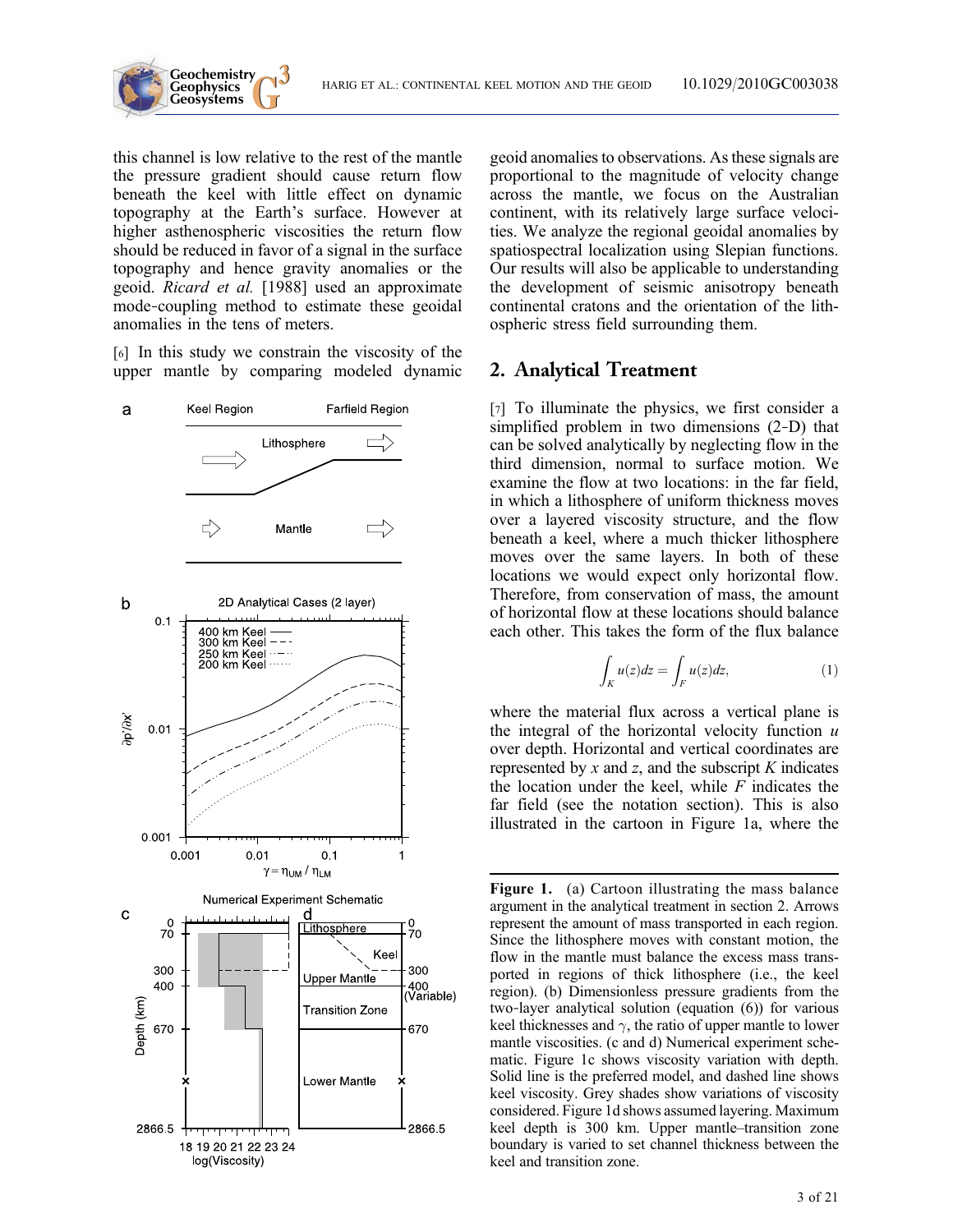this channel is low relative to the rest of the mantle the pressure gradient should cause return flow beneath the keel with little effect on dynamic topography at the Earth's surface. However at higher asthenospheric viscosities the return flow should be reduced in favor of a signal in the surface topography and hence gravity anomalies or the geoid. *Ricard et al.* [1988] used an approximate mode-coupling method to estimate these geoidal anomalies in the tens of meters.

[6] In this study we constrain the viscosity of the upper mantle by comparing modeled dynamic geoid anomalies to observations. As these signals are proportional to the magnitude of velocity change across the mantle, we focus on the Australian continent, with its relatively large surface velocities. We analyze the regional geoidal anomalies by spatiospectral localization using Slepian functions. Our results will also be applicable to understanding the development of seismic anisotropy beneath continental cratons and the orientation of the lithospheric stress field surrounding them.

## 2. Analytical Treatment

[7] To illuminate the physics, we first consider a simplified problem in two dimensions (2-D) that can be solved analytically by neglecting flow in the third dimension, normal to surface motion. We examine the flow at two locations: in the far field, in which a lithosphere of uniform thickness moves over a layered viscosity structure, and the flow beneath a keel, where a much thicker lithosphere moves over the same layers. In both of these locations we would expect only horizontal flow. Therefore, from conservation of mass, the amount of horizontal flow at these locations should balance each other. This takes the form of the flux balance

$$\int_K u(z)dz = \int_F u(z)dz, \tag{1}$$

where the material flux across a vertical plane is the integral of the horizontal velocity function $u$ over depth. Horizontal and vertical coordinates are represented by $x$ and $z$, and the subscript $K$ indicates the location under the keel, while $F$ indicates the far field (see the notation section). This is also illustrated in the cartoon in Figure 1a, where the

**Figure 1.** (a) Cartoon illustrating the mass balance argument in the analytical treatment in section 2. Arrows represent the amount of mass transported in each region. Since the lithosphere moves with constant motion, the flow in the mantle must balance the excess mass transported in regions of thick lithosphere (i.e., the keel region). (b) Dimensionless pressure gradients from the two-layer analytical solution (equation (6)) for various keel thicknesses and $\gamma$, the ratio of upper mantle to lower mantle viscosities. (c and d) Numerical experiment schematic. Figure 1c shows viscosity variation with depth. Solid line is the preferred model, and dashed line shows keel viscosity. Grey shades show variations of viscosity considered. Figure 1d shows assumed layering. Maximum keel depth is 300 km. Upper mantle–transition zone boundary is varied to set channel thickness between the keel and transition zone.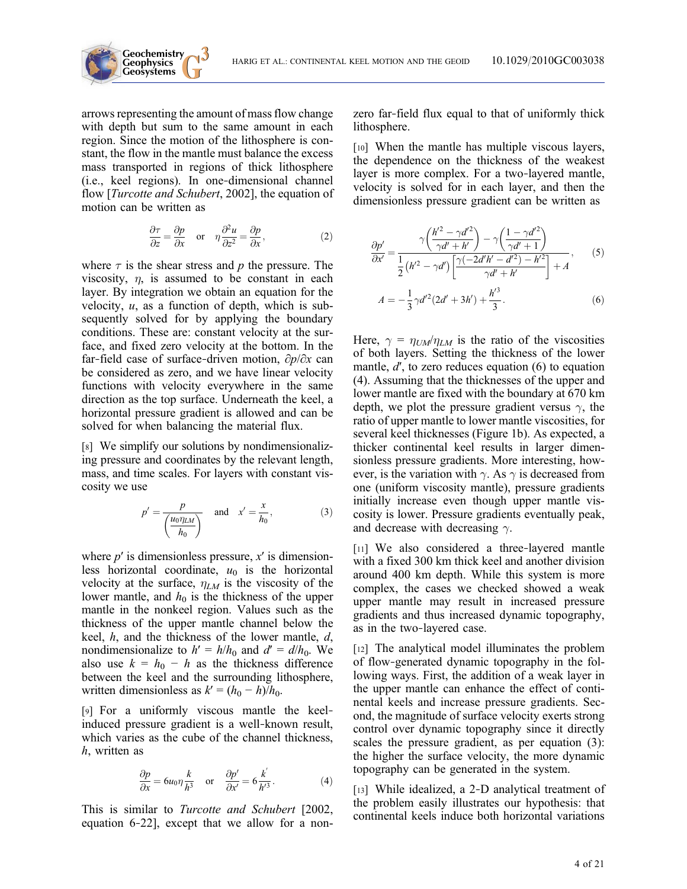arrows representing the amount of mass flow change with depth but sum to the same amount in each region. Since the motion of the lithosphere is constant, the flow in the mantle must balance the excess mass transported in regions of thick lithosphere (i.e., keel regions). In one-dimensional channel flow [*Turcotte and Schubert*, 2002], the equation of motion can be written as

$$\frac{\partial \tau}{\partial z} = \frac{\partial p}{\partial x} \quad \text{or} \quad \eta \frac{\partial^2 u}{\partial z^2} = \frac{\partial p}{\partial x}, \tag{2}$$

where $\tau$ is the shear stress and $p$ the pressure. The viscosity, $\eta$, is assumed to be constant in each layer. By integration we obtain an equation for the velocity, $u$, as a function of depth, which is subsequently solved for by applying the boundary conditions. These are: constant velocity at the surface, and fixed zero velocity at the bottom. In the far-field case of surface-driven motion, $\partial p / \partial x$ can be considered as zero, and we have linear velocity functions with velocity everywhere in the same direction as the top surface. Underneath the keel, a horizontal pressure gradient is allowed and can be solved for when balancing the material flux.

[8] We simplify our solutions by nondimensionalizing pressure and coordinates by the relevant length, mass, and time scales. For layers with constant viscosity we use

$$p' = \frac{p}{\left(\frac{u_0 \eta_{LM}}{h_0}\right)} \quad \text{and} \quad x' = \frac{x}{h_0}, \tag{3}$$

where $p'$ is dimensionless pressure, $x'$ is dimensionless horizontal coordinate, $u_0$ is the horizontal velocity at the surface, $\eta_{LM}$ is the viscosity of the lower mantle, and $h_0$ is the thickness of the upper mantle in the nonkeel region. Values such as the thickness of the upper mantle channel below the keel, $h$, and the thickness of the lower mantle, $d$, nondimensionalize to $h' = h/h_0$ and $d' = d/h_0$. We also use $k = h_0 - h$ as the thickness difference between the keel and the surrounding lithosphere, written dimensionless as $k' = (h_0 - h)/h_0$.

[9] For a uniformly viscous mantle the keel-induced pressure gradient is a well-known result, which varies as the cube of the channel thickness, $h$, written as

$$\frac{\partial p}{\partial x} = 6 u_0 \eta \frac{k}{h^3} \quad \text{or} \quad \frac{\partial p'}{\partial x'} = 6 \frac{k'}{h'^3}. \tag{4}$$

This is similar to *Turcotte and Schubert* [2002, equation 6-22], except that we allow for a nonzero far-field flux equal to that of uniformly thick lithosphere.

[10] When the mantle has multiple viscous layers, the dependence on the thickness of the weakest layer is more complex. For a two-layered mantle, velocity is solved for in each layer, and then the dimensionless pressure gradient can be written as

$$\frac{\partial p'}{\partial x'} = \frac{\gamma\left(\frac{h'^2 - \gamma d'^2}{\gamma d' + h'}\right) - \gamma\left(\frac{1 - \gamma d'^2}{\gamma d' + 1}\right)}{\frac{1}{2}\left(h'^2 - \gamma d'\right)\left[\frac{\gamma(-2d'h' - d'^2) - h'^2}{\gamma d' + h'}\right] + A}, \tag{5}$$

$$A = -\frac{1}{3}\gamma d'^2 (2d' + 3h') + \frac{h'^3}{3}. \tag{6}$$

Here, $\gamma = \eta_{UM}/\eta_{LM}$ is the ratio of the viscosities of both layers. Setting the thickness of the lower mantle, $d'$, to zero reduces equation (6) to equation (4). Assuming that the thicknesses of the upper and lower mantle are fixed with the boundary at 670 km depth, we plot the pressure gradient versus $\gamma$, the ratio of upper mantle to lower mantle viscosities, for several keel thicknesses (Figure 1b). As expected, a thicker continental keel results in larger dimensionless pressure gradients. More interesting, however, is the variation with $\gamma$. As $\gamma$ is decreased from one (uniform viscosity mantle), pressure gradients initially increase even though upper mantle viscosity is lower. Pressure gradients eventually peak, and decrease with decreasing $\gamma$.

[11] We also considered a three-layered mantle with a fixed 300 km thick keel and another division around 400 km depth. While this system is more complex, the cases we checked showed a weak upper mantle may result in increased pressure gradients and thus increased dynamic topography, as in the two-layered case.

[12] The analytical model illuminates the problem of flow-generated dynamic topography in the following ways. First, the addition of a weak layer in the upper mantle can enhance the effect of continental keels and increase pressure gradients. Second, the magnitude of surface velocity exerts strong control over dynamic topography since it directly scales the pressure gradient, as per equation (3): the higher the surface velocity, the more dynamic topography can be generated in the system.

[13] While idealized, a 2-D analytical treatment of the problem easily illustrates our hypothesis: that continental keels induce both horizontal variations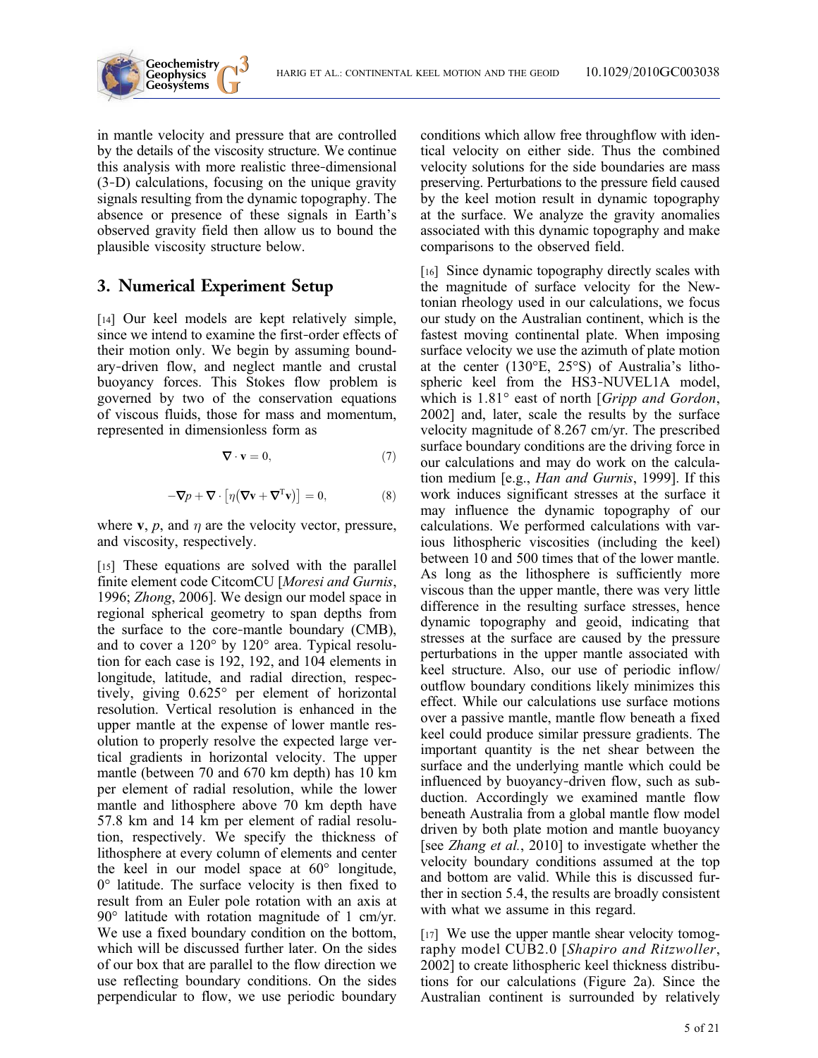in mantle velocity and pressure that are controlled by the details of the viscosity structure. We continue this analysis with more realistic three-dimensional (3-D) calculations, focusing on the unique gravity signals resulting from the dynamic topography. The absence or presence of these signals in Earth's observed gravity field then allow us to bound the plausible viscosity structure below.

## 3. Numerical Experiment Setup

[14] Our keel models are kept relatively simple, since we intend to examine the first-order effects of their motion only. We begin by assuming boundary-driven flow, and neglect mantle and crustal buoyancy forces. This Stokes flow problem is governed by two of the conservation equations of viscous fluids, those for mass and momentum, represented in dimensionless form as

$$\nabla \cdot \mathbf{v} = 0, \tag{7}$$

$$-\nabla p + \nabla \cdot \left[\eta\left(\nabla \mathbf{v} + \nabla^{\mathrm{T}} \mathbf{v}\right)\right] = 0, \tag{8}$$

where $\mathbf{v}$, $p$, and $\eta$ are the velocity vector, pressure, and viscosity, respectively.

[15] These equations are solved with the parallel finite element code CitcomCU [*Moresi and Gurnis*, 1996; *Zhong*, 2006]. We design our model space in regional spherical geometry to span depths from the surface to the core-mantle boundary (CMB), and to cover a 120° by 120° area. Typical resolution for each case is 192, 192, and 104 elements in longitude, latitude, and radial direction, respectively, giving 0.625° per element of horizontal resolution. Vertical resolution is enhanced in the upper mantle at the expense of lower mantle resolution to properly resolve the expected large vertical gradients in horizontal velocity. The upper mantle (between 70 and 670 km depth) has 10 km per element of radial resolution, while the lower mantle and lithosphere above 70 km depth have 57.8 km and 14 km per element of radial resolution, respectively. We specify the thickness of lithosphere at every column of elements and center the keel in our model space at 60° longitude, 0° latitude. The surface velocity is then fixed to result from an Euler pole rotation with an axis at 90° latitude with rotation magnitude of 1 cm/yr. We use a fixed boundary condition on the bottom, which will be discussed further later. On the sides of our box that are parallel to the flow direction we use reflecting boundary conditions. On the sides perpendicular to flow, we use periodic boundary conditions which allow free throughflow with identical velocity on either side. Thus the combined velocity solutions for the side boundaries are mass preserving. Perturbations to the pressure field caused by the keel motion result in dynamic topography at the surface. We analyze the gravity anomalies associated with this dynamic topography and make comparisons to the observed field.

[16] Since dynamic topography directly scales with the magnitude of surface velocity for the Newtonian rheology used in our calculations, we focus our study on the Australian continent, which is the fastest moving continental plate. When imposing surface velocity we use the azimuth of plate motion at the center (130°E, 25°S) of Australia's lithospheric keel from the HS3-NUVEL1A model, which is 1.81° east of north [*Gripp and Gordon*, 2002] and, later, scale the results by the surface velocity magnitude of 8.267 cm/yr. The prescribed surface boundary conditions are the driving force in our calculations and may do work on the calculation medium [e.g., *Han and Gurnis*, 1999]. If this work induces significant stresses at the surface it may influence the dynamic topography of our calculations. We performed calculations with various lithospheric viscosities (including the keel) between 10 and 500 times that of the lower mantle. As long as the lithosphere is sufficiently more viscous than the upper mantle, there was very little difference in the resulting surface stresses, hence dynamic topography and geoid, indicating that stresses at the surface are caused by the pressure perturbations in the upper mantle associated with keel structure. Also, our use of periodic inflow/outflow boundary conditions likely minimizes this effect. While our calculations use surface motions over a passive mantle, mantle flow beneath a fixed keel could produce similar pressure gradients. The important quantity is the net shear between the surface and the underlying mantle which could be influenced by buoyancy-driven flow, such as subduction. Accordingly we examined mantle flow beneath Australia from a global mantle flow model driven by both plate motion and mantle buoyancy [see *Zhang et al.*, 2010] to investigate whether the velocity boundary conditions assumed at the top and bottom are valid. While this is discussed further in section 5.4, the results are broadly consistent with what we assume in this regard.

[17] We use the upper mantle shear velocity tomography model CUB2.0 [*Shapiro and Ritzwoller*, 2002] to create lithospheric keel thickness distributions for our calculations (Figure 2a). Since the Australian continent is surrounded by relatively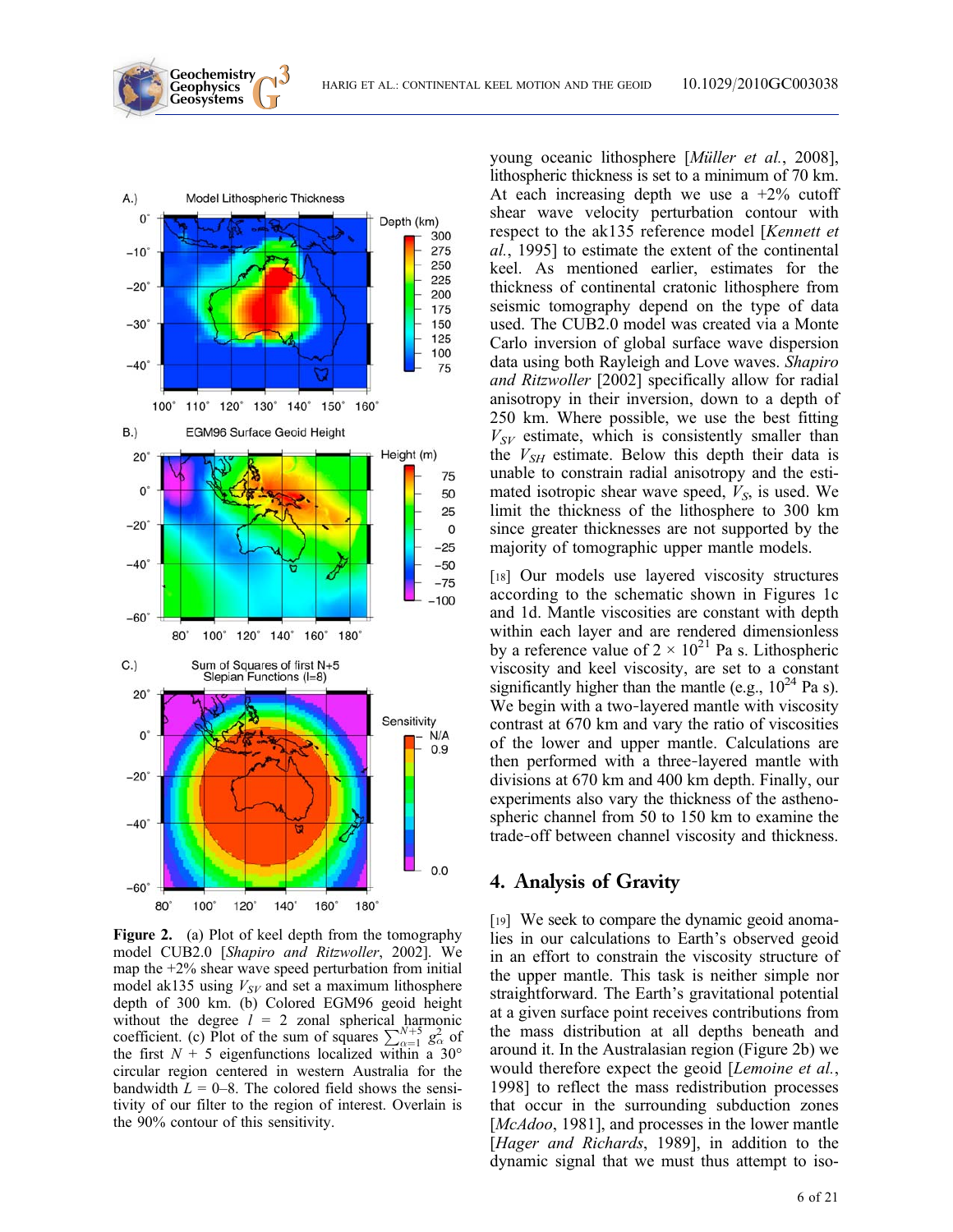young oceanic lithosphere [*Müller et al.*, 2008], lithospheric thickness is set to a minimum of 70 km. At each increasing depth we use a +2% cutoff shear wave velocity perturbation contour with respect to the ak135 reference model [*Kennett et al.*, 1995] to estimate the extent of the continental keel. As mentioned earlier, estimates for the thickness of continental cratonic lithosphere from seismic tomography depend on the type of data used. The CUB2.0 model was created via a Monte Carlo inversion of global surface wave dispersion data using both Rayleigh and Love waves. *Shapiro and Ritzwoller* [2002] specifically allow for radial anisotropy in their inversion, down to a depth of 250 km. Where possible, we use the best fitting $V_{SV}$ estimate, which is consistently smaller than the $V_{SH}$ estimate. Below this depth their data is unable to constrain radial anisotropy and the estimated isotropic shear wave speed, $V_S$, is used. We limit the thickness of the lithosphere to 300 km since greater thicknesses are not supported by the majority of tomographic upper mantle models.

[18] Our models use layered viscosity structures according to the schematic shown in Figures 1c and 1d. Mantle viscosities are constant with depth within each layer and are rendered dimensionless by a reference value of $2 \times 10^{21}$ Pa s. Lithospheric viscosity and keel viscosity, are set to a constant significantly higher than the mantle (e.g., $10^{24}$ Pa s). We begin with a two-layered mantle with viscosity contrast at 670 km and vary the ratio of viscosities of the lower and upper mantle. Calculations are then performed with a three-layered mantle with divisions at 670 km and 400 km depth. Finally, our experiments also vary the thickness of the asthenospheric channel from 50 to 150 km to examine the trade-off between channel viscosity and thickness.

Figure 2. (a) Plot of keel depth from the tomography model CUB2.0 [*Shapiro and Ritzwoller*, 2002]. We map the +2% shear wave speed perturbation from initial model ak135 using $V_{SV}$ and set a maximum lithosphere depth of 300 km. (b) Colored EGM96 geoid height without the degree $l = 2$ zonal spherical harmonic coefficient. (c) Plot of the sum of squares $\sum_{\alpha=1}^{N+5} g_\alpha^2$ of the first $N + 5$ eigenfunctions localized within a 30° circular region centered in western Australia for the bandwidth $L = 0$–8. The colored field shows the sensitivity of our filter to the region of interest. Overlain is the 90% contour of this sensitivity.

## 4. Analysis of Gravity

[19] We seek to compare the dynamic geoid anomalies in our calculations to Earth's observed geoid in an effort to constrain the viscosity structure of the upper mantle. This task is neither simple nor straightforward. The Earth's gravitational potential at a given surface point receives contributions from the mass distribution at all depths beneath and around it. In the Australasian region (Figure 2b) we would therefore expect the geoid [*Lemoine et al.*, 1998] to reflect the mass redistribution processes that occur in the surrounding subduction zones [*McAdoo*, 1981], and processes in the lower mantle [*Hager and Richards*, 1989], in addition to the dynamic signal that we must thus attempt to iso-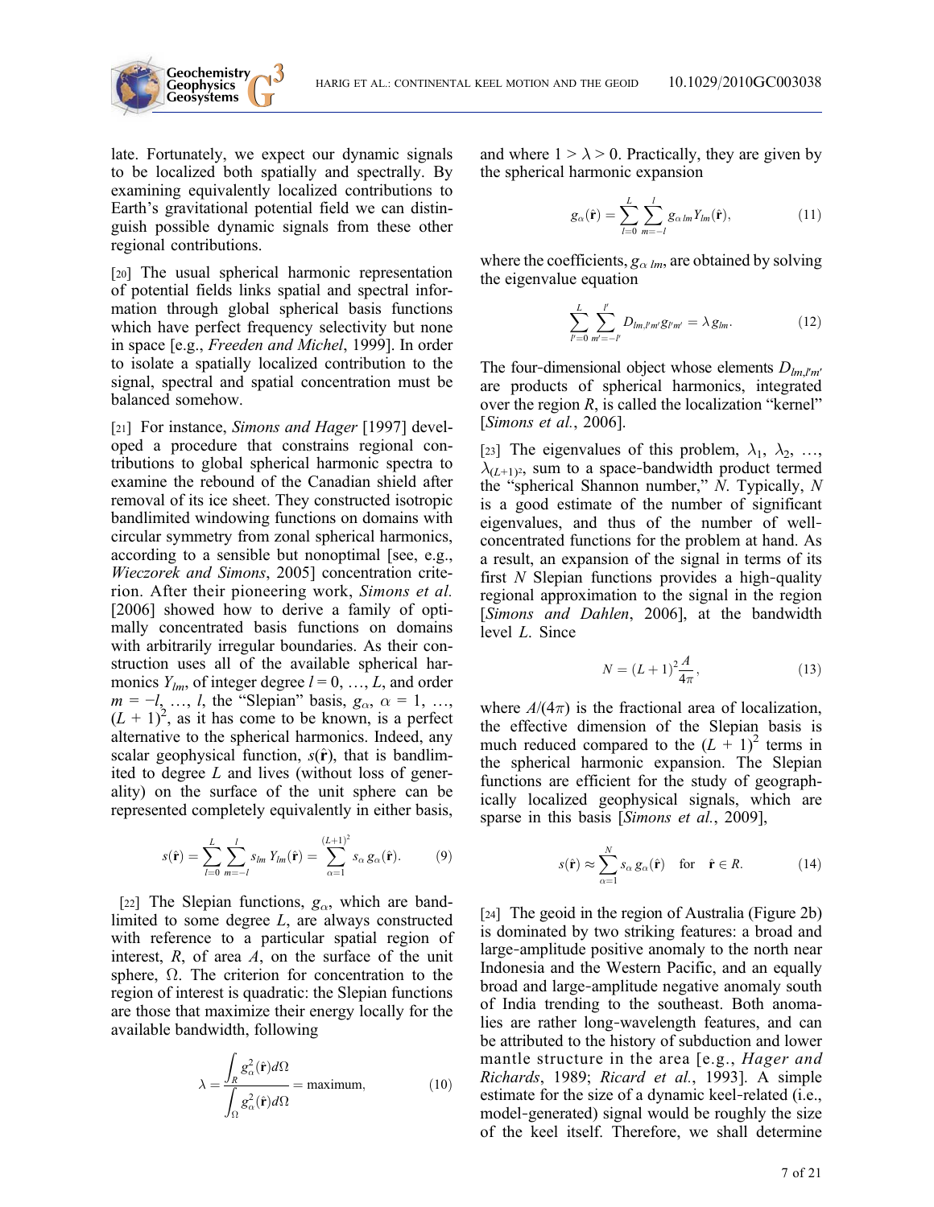late. Fortunately, we expect our dynamic signals to be localized both spatially and spectrally. By examining equivalently localized contributions to Earth's gravitational potential field we can distinguish possible dynamic signals from these other regional contributions.

[20] The usual spherical harmonic representation of potential fields links spatial and spectral information through global spherical basis functions which have perfect frequency selectivity but none in space [e.g., *Freeden and Michel*, 1999]. In order to isolate a spatially localized contribution to the signal, spectral and spatial concentration must be balanced somehow.

[21] For instance, *Simons and Hager* [1997] developed a procedure that constrains regional contributions to global spherical harmonic spectra to examine the rebound of the Canadian shield after removal of its ice sheet. They constructed isotropic bandlimited windowing functions on domains with circular symmetry from zonal spherical harmonics, according to a sensible but nonoptimal [see, e.g., *Wieczorek and Simons*, 2005] concentration criterion. After their pioneering work, *Simons et al.* [2006] showed how to derive a family of optimally concentrated basis functions on domains with arbitrarily irregular boundaries. As their construction uses all of the available spherical harmonics $Y_{lm}$, of integer degree $l = 0, \ldots, L$, and order $m = -l, \ldots, l$, the "Slepian" basis, $g_\alpha$, $\alpha = 1, \ldots, (L+1)^2$, as it has come to be known, is a perfect alternative to the spherical harmonics. Indeed, any scalar geophysical function, $s(\hat{\mathbf{r}})$, that is bandlimited to degree $L$ and lives (without loss of generality) on the surface of the unit sphere can be represented completely equivalently in either basis,

$$s(\hat{\mathbf{r}}) = \sum_{l=0}^{L} \sum_{m=-l}^{l} s_{lm} Y_{lm}(\hat{\mathbf{r}}) = \sum_{\alpha=1}^{(L+1)^2} s_\alpha g_\alpha(\hat{\mathbf{r}}). \quad (9)$$

[22] The Slepian functions, $g_\alpha$, which are bandlimited to some degree $L$, are always constructed with reference to a particular spatial region of interest, $R$, of area $A$, on the surface of the unit sphere, $\Omega$. The criterion for concentration to the region of interest is quadratic: the Slepian functions are those that maximize their energy locally for the available bandwidth, following

$$\lambda = \frac{\int_R g_\alpha^2(\hat{\mathbf{r}}) d\Omega}{\int_\Omega g_\alpha^2(\hat{\mathbf{r}}) d\Omega} = \text{maximum}, \quad (10)$$

and where $1 > \lambda > 0$. Practically, they are given by the spherical harmonic expansion

$$g_\alpha(\hat{\mathbf{r}}) = \sum_{l=0}^{L} \sum_{m=-l}^{l} g_{\alpha\, lm} Y_{lm}(\hat{\mathbf{r}}), \quad (11)$$

where the coefficients, $g_{\alpha\, lm}$, are obtained by solving the eigenvalue equation

$$\sum_{l'=0}^{L} \sum_{m'=-l'}^{l'} D_{lm,l'm'} g_{l'm'} = \lambda g_{lm}. \quad (12)$$

The four-dimensional object whose elements $D_{lm,l'm'}$ are products of spherical harmonics, integrated over the region $R$, is called the localization "kernel" [*Simons et al.*, 2006].

[23] The eigenvalues of this problem, $\lambda_1, \lambda_2, \ldots, \lambda_{(L+1)^2}$, sum to a space-bandwidth product termed the "spherical Shannon number," $N$. Typically, $N$ is a good estimate of the number of significant eigenvalues, and thus of the number of well-concentrated functions for the problem at hand. As a result, an expansion of the signal in terms of its first $N$ Slepian functions provides a high-quality regional approximation to the signal in the region [*Simons and Dahlen*, 2006], at the bandwidth level $L$. Since

$$N = (L+1)^2 \frac{A}{4\pi}, \quad (13)$$

where $A/(4\pi)$ is the fractional area of localization, the effective dimension of the Slepian basis is much reduced compared to the $(L+1)^2$ terms in the spherical harmonic expansion. The Slepian functions are efficient for the study of geographically localized geophysical signals, which are sparse in this basis [*Simons et al.*, 2009],

$$s(\hat{\mathbf{r}}) \approx \sum_{\alpha=1}^{N} s_\alpha g_\alpha(\hat{\mathbf{r}}) \quad \text{for} \quad \hat{\mathbf{r}} \in R. \quad (14)$$

[24] The geoid in the region of Australia (Figure 2b) is dominated by two striking features: a broad and large-amplitude positive anomaly to the north near Indonesia and the Western Pacific, and an equally broad and large-amplitude negative anomaly south of India trending to the southeast. Both anomalies are rather long-wavelength features, and can be attributed to the history of subduction and lower mantle structure in the area [e.g., *Hager and Richards*, 1989; *Ricard et al.*, 1993]. A simple estimate for the size of a dynamic keel-related (i.e., model-generated) signal would be roughly the size of the keel itself. Therefore, we shall determine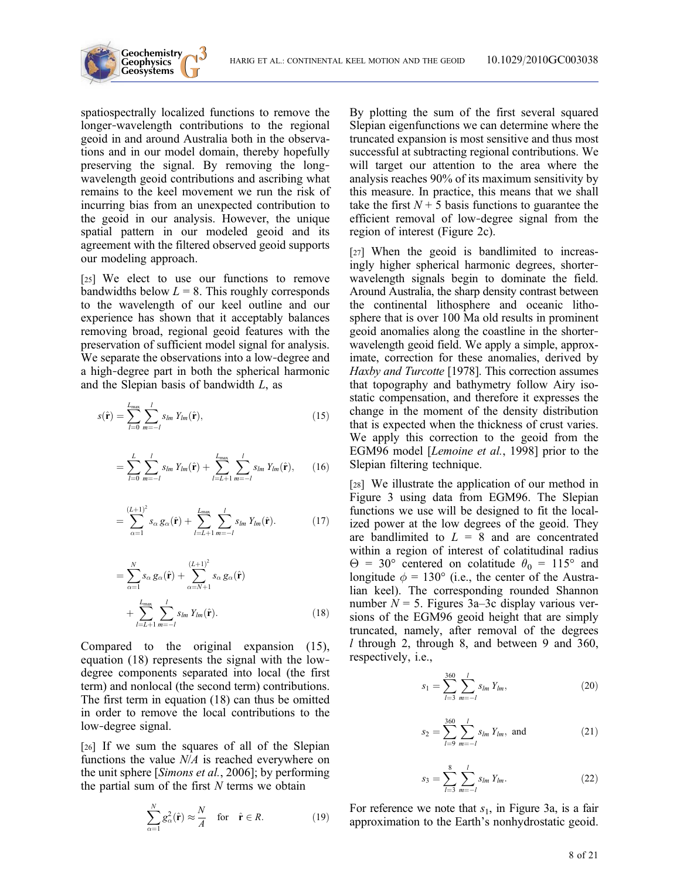spatiospectrally localized functions to remove the longer-wavelength contributions to the regional geoid in and around Australia both in the observations and in our model domain, thereby hopefully preserving the signal. By removing the long-wavelength geoid contributions and ascribing what remains to the keel movement we run the risk of incurring bias from an unexpected contribution to the geoid in our analysis. However, the unique spatial pattern in our modeled geoid and its agreement with the filtered observed geoid supports our modeling approach.

[25] We elect to use our functions to remove bandwidths below $L = 8$. This roughly corresponds to the wavelength of our keel outline and our experience has shown that it acceptably balances removing broad, regional geoid features with the preservation of sufficient model signal for analysis. We separate the observations into a low-degree and a high-degree part in both the spherical harmonic and the Slepian basis of bandwidth $L$, as

$$s(\hat{\mathbf{r}}) = \sum_{l=0}^{L_{\max}} \sum_{m=-l}^{l} s_{lm} Y_{lm}(\hat{\mathbf{r}}), \tag{15}$$

$$= \sum_{l=0}^{L} \sum_{m=-l}^{l} s_{lm} Y_{lm}(\hat{\mathbf{r}}) + \sum_{l=L+1}^{L_{\max}} \sum_{m=-l}^{l} s_{lm} Y_{lm}(\hat{\mathbf{r}}), \tag{16}$$

$$= \sum_{\alpha=1}^{(L+1)^2} s_\alpha g_\alpha(\hat{\mathbf{r}}) + \sum_{l=L+1}^{L_{\max}} \sum_{m=-l}^{l} s_{lm} Y_{lm}(\hat{\mathbf{r}}). \tag{17}$$

$$= \sum_{\alpha=1}^{N} s_\alpha g_\alpha(\hat{\mathbf{r}}) + \sum_{\alpha=N+1}^{(L+1)^2} s_\alpha g_\alpha(\hat{\mathbf{r}}) + \sum_{l=L+1}^{L_{\max}} \sum_{m=-l}^{l} s_{lm} Y_{lm}(\hat{\mathbf{r}}). \tag{18}$$

Compared to the original expansion (15), equation (18) represents the signal with the low-degree components separated into local (the first term) and nonlocal (the second term) contributions. The first term in equation (18) can thus be omitted in order to remove the local contributions to the low-degree signal.

[26] If we sum the squares of all of the Slepian functions the value $N/A$ is reached everywhere on the unit sphere [*Simons et al.*, 2006]; by performing the partial sum of the first $N$ terms we obtain

$$\sum_{\alpha=1}^{N} g_\alpha^2(\hat{\mathbf{r}}) \approx \frac{N}{A} \quad \text{for} \quad \hat{\mathbf{r}} \in R. \tag{19}$$

By plotting the sum of the first several squared Slepian eigenfunctions we can determine where the truncated expansion is most sensitive and thus most successful at subtracting regional contributions. We will target our attention to the area where the analysis reaches 90% of its maximum sensitivity by this measure. In practice, this means that we shall take the first $N + 5$ basis functions to guarantee the efficient removal of low-degree signal from the region of interest (Figure 2c).

[27] When the geoid is bandlimited to increasingly higher spherical harmonic degrees, shorter-wavelength signals begin to dominate the field. Around Australia, the sharp density contrast between the continental lithosphere and oceanic lithosphere that is over 100 Ma old results in prominent geoid anomalies along the coastline in the shorter-wavelength geoid field. We apply a simple, approximate, correction for these anomalies, derived by *Haxby and Turcotte* [1978]. This correction assumes that topography and bathymetry follow Airy isostatic compensation, and therefore it expresses the change in the moment of the density distribution that is expected when the thickness of crust varies. We apply this correction to the geoid from the EGM96 model [*Lemoine et al.*, 1998] prior to the Slepian filtering technique.

[28] We illustrate the application of our method in Figure 3 using data from EGM96. The Slepian functions we use will be designed to fit the localized power at the low degrees of the geoid. They are bandlimited to $L = 8$ and are concentrated within a region of interest of colatitudinal radius $\Theta = 30°$ centered on colatitude $\theta_0 = 115°$ and longitude $\phi = 130°$ (i.e., the center of the Australian keel). The corresponding rounded Shannon number $N = 5$. Figures 3a–3c display various versions of the EGM96 geoid height that are simply truncated, namely, after removal of the degrees $l$ through 2, through 8, and between 9 and 360, respectively, i.e.,

$$s_1 = \sum_{l=3}^{360} \sum_{m=-l}^{l} s_{lm} Y_{lm}, \tag{20}$$

$$s_2 = \sum_{l=9}^{360} \sum_{m=-l}^{l} s_{lm} Y_{lm}, \text{ and} \tag{21}$$

$$s_3 = \sum_{l=3}^{8} \sum_{m=-l}^{l} s_{lm} Y_{lm}. \tag{22}$$

For reference we note that $s_1$, in Figure 3a, is a fair approximation to the Earth's nonhydrostatic geoid.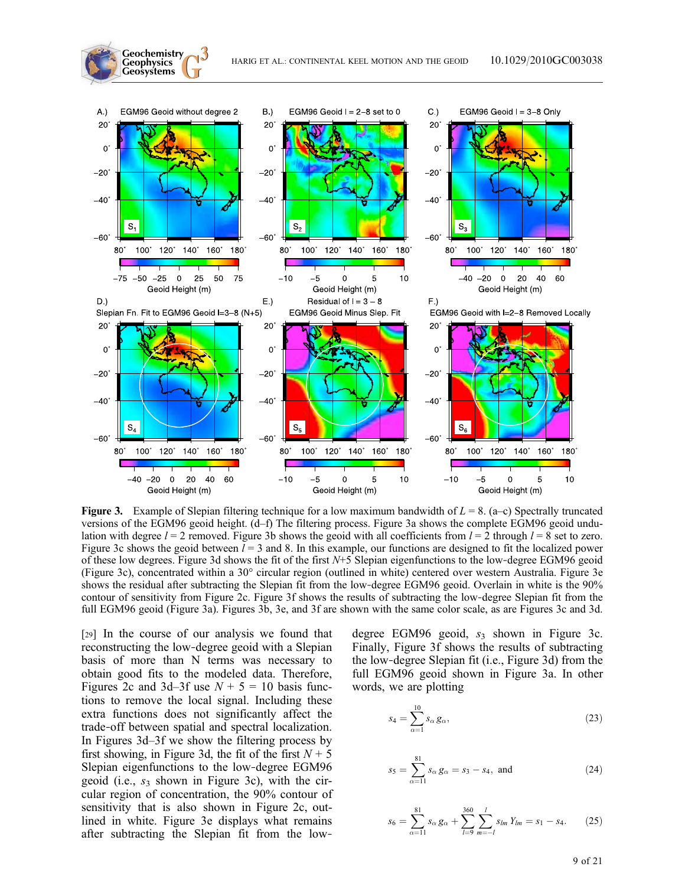**Figure 3.** Example of Slepian filtering technique for a low maximum bandwidth of $L = 8$. (a–c) Spectrally truncated versions of the EGM96 geoid height. (d–f) The filtering process. Figure 3a shows the complete EGM96 geoid undulation with degree $l = 2$ removed. Figure 3b shows the geoid with all coefficients from $l = 2$ through $l = 8$ set to zero. Figure 3c shows the geoid between $l = 3$ and 8. In this example, our functions are designed to fit the localized power of these low degrees. Figure 3d shows the fit of the first $N$+5 Slepian eigenfunctions to the low-degree EGM96 geoid (Figure 3c), concentrated within a 30° circular region (outlined in white) centered over western Australia. Figure 3e shows the residual after subtracting the Slepian fit from the low-degree EGM96 geoid. Overlain in white is the 90% contour of sensitivity from Figure 2c. Figure 3f shows the results of subtracting the low-degree Slepian fit from the full EGM96 geoid (Figure 3a). Figures 3b, 3e, and 3f are shown with the same color scale, as are Figures 3c and 3d.

[29] In the course of our analysis we found that reconstructing the low-degree geoid with a Slepian basis of more than N terms was necessary to obtain good fits to the modeled data. Therefore, Figures 2c and 3d–3f use $N + 5 = 10$ basis functions to remove the local signal. Including these extra functions does not significantly affect the trade-off between spatial and spectral localization. In Figures 3d–3f we show the filtering process by first showing, in Figure 3d, the fit of the first $N + 5$ Slepian eigenfunctions to the low-degree EGM96 geoid (i.e., $s_3$ shown in Figure 3c), with the circular region of concentration, the 90% contour of sensitivity that is also shown in Figure 2c, outlined in white. Figure 3e displays what remains after subtracting the Slepian fit from the low-degree EGM96 geoid, $s_3$ shown in Figure 3c. Finally, Figure 3f shows the results of subtracting the low-degree Slepian fit (i.e., Figure 3d) from the full EGM96 geoid shown in Figure 3a. In other words, we are plotting

$$s_4 = \sum_{\alpha=1}^{10} s_\alpha g_\alpha, \tag{23}$$

$$s_5 = \sum_{\alpha=11}^{81} s_\alpha g_\alpha = s_3 - s_4, \text{ and} \tag{24}$$

$$s_6 = \sum_{\alpha=11}^{81} s_\alpha g_\alpha + \sum_{l=9}^{360} \sum_{m=-l}^{l} s_{lm} Y_{lm} = s_1 - s_4. \tag{25}$$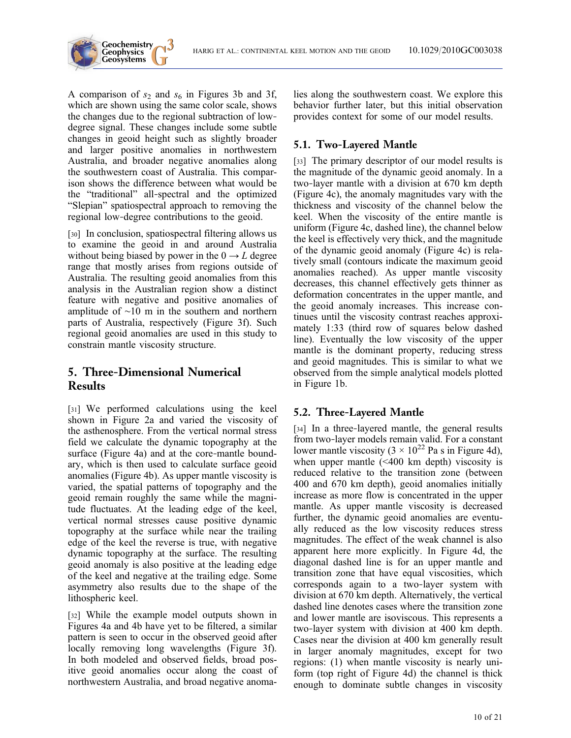A comparison of $s_2$ and $s_6$ in Figures 3b and 3f, which are shown using the same color scale, shows the changes due to the regional subtraction of low-degree signal. These changes include some subtle changes in geoid height such as slightly broader and larger positive anomalies in northwestern Australia, and broader negative anomalies along the southwestern coast of Australia. This comparison shows the difference between what would be the "traditional" all-spectral and the optimized "Slepian" spatiospectral approach to removing the regional low-degree contributions to the geoid.

[30] In conclusion, spatiospectral filtering allows us to examine the geoid in and around Australia without being biased by power in the $0 \rightarrow L$ degree range that mostly arises from regions outside of Australia. The resulting geoid anomalies from this analysis in the Australian region show a distinct feature with negative and positive anomalies of amplitude of ~10 m in the southern and northern parts of Australia, respectively (Figure 3f). Such regional geoid anomalies are used in this study to constrain mantle viscosity structure.

# 5. Three-Dimensional Numerical Results

[31] We performed calculations using the keel shown in Figure 2a and varied the viscosity of the asthenosphere. From the vertical normal stress field we calculate the dynamic topography at the surface (Figure 4a) and at the core-mantle boundary, which is then used to calculate surface geoid anomalies (Figure 4b). As upper mantle viscosity is varied, the spatial patterns of topography and the geoid remain roughly the same while the magnitude fluctuates. At the leading edge of the keel, vertical normal stresses cause positive dynamic topography at the surface while near the trailing edge of the keel the reverse is true, with negative dynamic topography at the surface. The resulting geoid anomaly is also positive at the leading edge of the keel and negative at the trailing edge. Some asymmetry also results due to the shape of the lithospheric keel.

[32] While the example model outputs shown in Figures 4a and 4b have yet to be filtered, a similar pattern is seen to occur in the observed geoid after locally removing long wavelengths (Figure 3f). In both modeled and observed fields, broad positive geoid anomalies occur along the coast of northwestern Australia, and broad negative anomalies along the southwestern coast. We explore this behavior further later, but this initial observation provides context for some of our model results.

## 5.1. Two-Layered Mantle

[33] The primary descriptor of our model results is the magnitude of the dynamic geoid anomaly. In a two-layer mantle with a division at 670 km depth (Figure 4c), the anomaly magnitudes vary with the thickness and viscosity of the channel below the keel. When the viscosity of the entire mantle is uniform (Figure 4c, dashed line), the channel below the keel is effectively very thick, and the magnitude of the dynamic geoid anomaly (Figure 4c) is relatively small (contours indicate the maximum geoid anomalies reached). As upper mantle viscosity decreases, this channel effectively gets thinner as deformation concentrates in the upper mantle, and the geoid anomaly increases. This increase continues until the viscosity contrast reaches approximately 1:33 (third row of squares below dashed line). Eventually the low viscosity of the upper mantle is the dominant property, reducing stress and geoid magnitudes. This is similar to what we observed from the simple analytical models plotted in Figure 1b.

## 5.2. Three-Layered Mantle

[34] In a three-layered mantle, the general results from two-layer models remain valid. For a constant lower mantle viscosity ($3 \times 10^{22}$ Pa s in Figure 4d), when upper mantle (<400 km depth) viscosity is reduced relative to the transition zone (between 400 and 670 km depth), geoid anomalies initially increase as more flow is concentrated in the upper mantle. As upper mantle viscosity is decreased further, the dynamic geoid anomalies are eventually reduced as the low viscosity reduces stress magnitudes. The effect of the weak channel is also apparent here more explicitly. In Figure 4d, the diagonal dashed line is for an upper mantle and transition zone that have equal viscosities, which corresponds again to a two-layer system with division at 670 km depth. Alternatively, the vertical dashed line denotes cases where the transition zone and lower mantle are isoviscous. This represents a two-layer system with division at 400 km depth. Cases near the division at 400 km generally result in larger anomaly magnitudes, except for two regions: (1) when mantle viscosity is nearly uniform (top right of Figure 4d) the channel is thick enough to dominate subtle changes in viscosity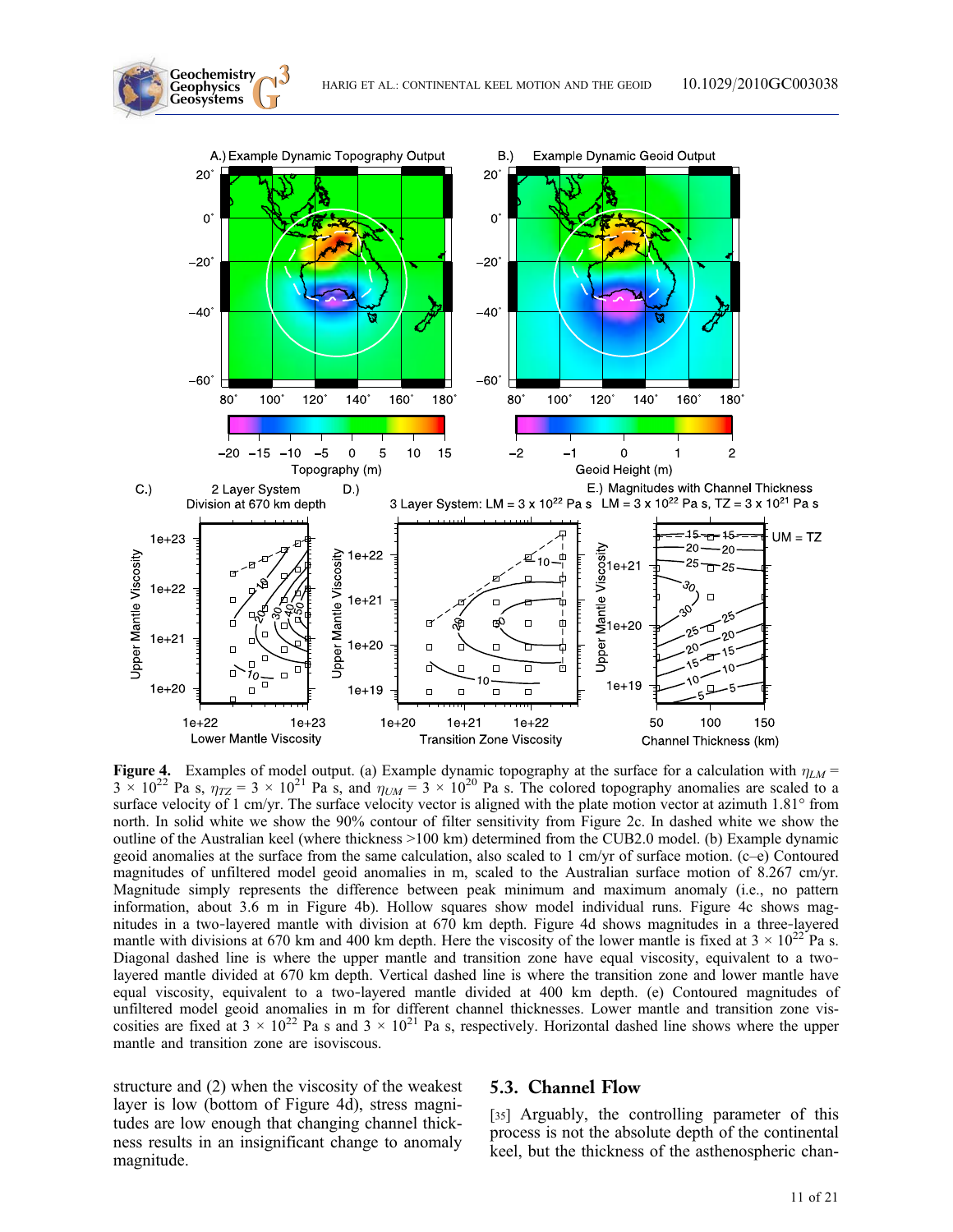**Figure 4.** Examples of model output. (a) Example dynamic topography at the surface for a calculation with $\eta_{LM} = 3 \times 10^{22}$ Pa s, $\eta_{TZ} = 3 \times 10^{21}$ Pa s, and $\eta_{UM} = 3 \times 10^{20}$ Pa s. The colored topography anomalies are scaled to a surface velocity of 1 cm/yr. The surface velocity vector is aligned with the plate motion vector at azimuth 1.81° from north. In solid white we show the 90% contour of filter sensitivity from Figure 2c. In dashed white we show the outline of the Australian keel (where thickness >100 km) determined from the CUB2.0 model. (b) Example dynamic geoid anomalies at the surface from the same calculation, also scaled to 1 cm/yr of surface motion. (c–e) Contoured magnitudes of unfiltered model geoid anomalies in m, scaled to the Australian surface motion of 8.267 cm/yr. Magnitude simply represents the difference between peak minimum and maximum anomaly (i.e., no pattern information, about 3.6 m in Figure 4b). Hollow squares show model individual runs. Figure 4c shows magnitudes in a two-layered mantle with division at 670 km depth. Figure 4d shows magnitudes in a three-layered mantle with divisions at 670 km and 400 km depth. Here the viscosity of the lower mantle is fixed at $3 \times 10^{22}$ Pa s. Diagonal dashed line is where the upper mantle and transition zone have equal viscosity, equivalent to a two-layered mantle divided at 670 km depth. Vertical dashed line is where the transition zone and lower mantle have equal viscosity, equivalent to a two-layered mantle divided at 400 km depth. (e) Contoured magnitudes of unfiltered model geoid anomalies in m for different channel thicknesses. Lower mantle and transition zone viscosities are fixed at $3 \times 10^{22}$ Pa s and $3 \times 10^{21}$ Pa s, respectively. Horizontal dashed line shows where the upper mantle and transition zone are isoviscous.

structure and (2) when the viscosity of the weakest layer is low (bottom of Figure 4d), stress magnitudes are low enough that changing channel thickness results in an insignificant change to anomaly magnitude.

## 5.3. Channel Flow

[35] Arguably, the controlling parameter of this process is not the absolute depth of the continental keel, but the thickness of the asthenospheric chan-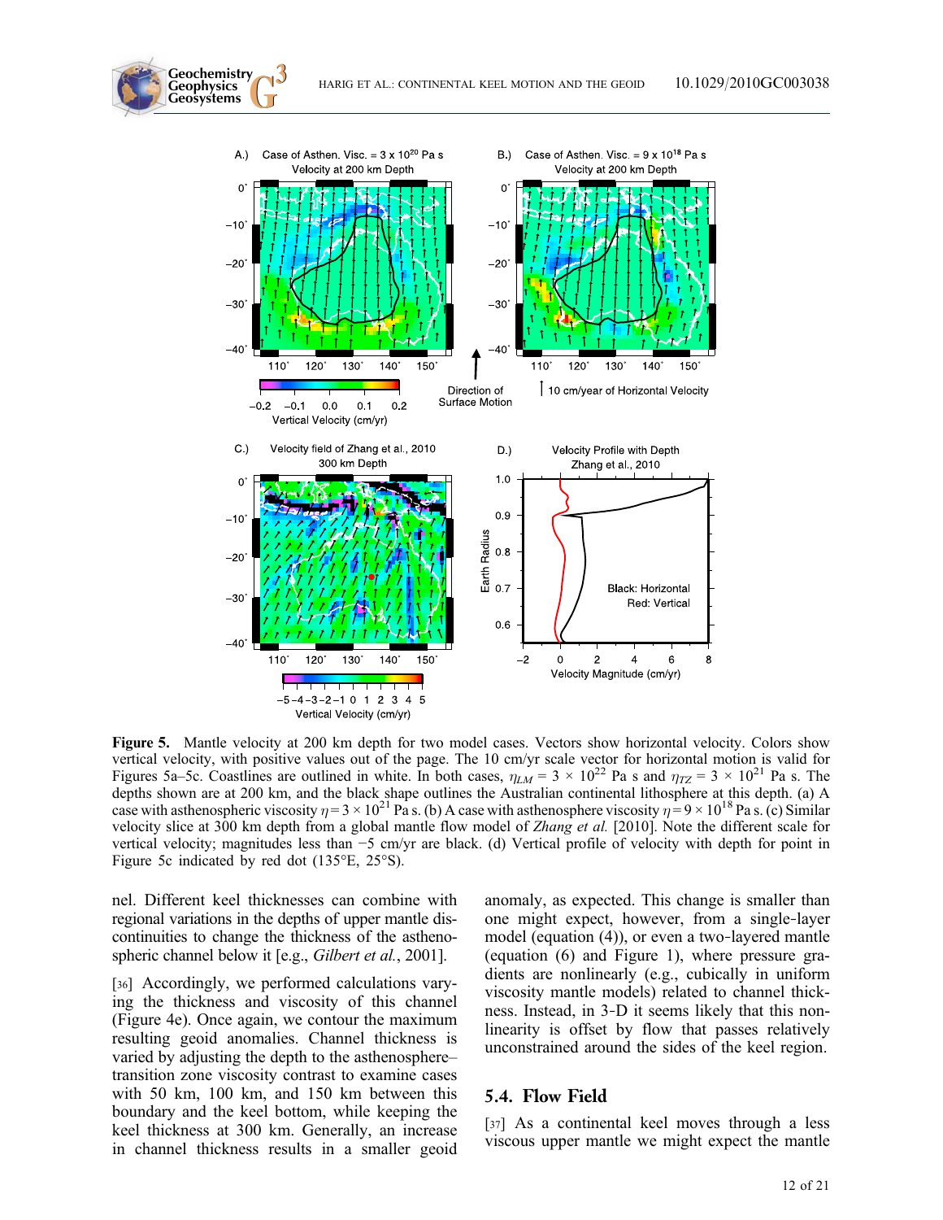**Figure 5.** Mantle velocity at 200 km depth for two model cases. Vectors show horizontal velocity. Colors show vertical velocity, with positive values out of the page. The 10 cm/yr scale vector for horizontal motion is valid for Figures 5a–5c. Coastlines are outlined in white. In both cases, $\eta_{LM} = 3 \times 10^{22}$ Pa s and $\eta_{TZ} = 3 \times 10^{21}$ Pa s. The depths shown are at 200 km, and the black shape outlines the Australian continental lithosphere at this depth. (a) A case with asthenospheric viscosity $\eta = 3 \times 10^{21}$ Pa s. (b) A case with asthenosphere viscosity $\eta = 9 \times 10^{18}$ Pa s. (c) Similar velocity slice at 300 km depth from a global mantle flow model of *Zhang et al.* [2010]. Note the different scale for vertical velocity; magnitudes less than −5 cm/yr are black. (d) Vertical profile of velocity with depth for point in Figure 5c indicated by red dot (135°E, 25°S).

nel. Different keel thicknesses can combine with regional variations in the depths of upper mantle discontinuities to change the thickness of the asthenospheric channel below it [e.g., *Gilbert et al.*, 2001].

[36] Accordingly, we performed calculations varying the thickness and viscosity of this channel (Figure 4e). Once again, we contour the maximum resulting geoid anomalies. Channel thickness is varied by adjusting the depth to the asthenosphere–transition zone viscosity contrast to examine cases with 50 km, 100 km, and 150 km between this boundary and the keel bottom, while keeping the keel thickness at 300 km. Generally, an increase in channel thickness results in a smaller geoid anomaly, as expected. This change is smaller than one might expect, however, from a single-layer model (equation (4)), or even a two-layered mantle model (equation (6) and Figure 1), where pressure gradients are nonlinearly (e.g., cubically in uniform viscosity mantle models) related to channel thickness. Instead, in 3-D it seems likely that this nonlinearity is offset by flow that passes relatively unconstrained around the sides of the keel region.

## 5.4. Flow Field

[37] As a continental keel moves through a less viscous upper mantle we might expect the mantle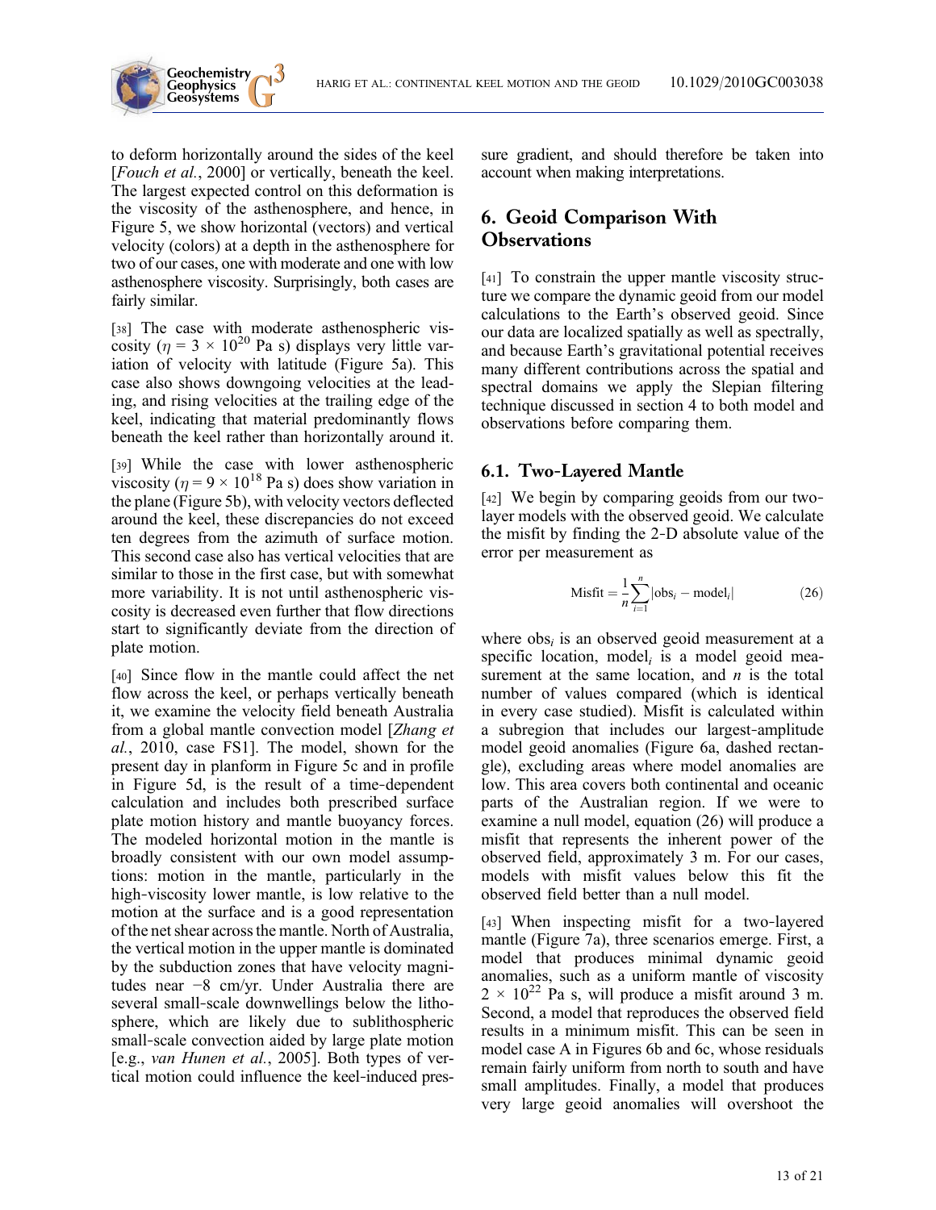to deform horizontally around the sides of the keel [*Fouch et al.*, 2000] or vertically, beneath the keel. The largest expected control on this deformation is the viscosity of the asthenosphere, and hence, in Figure 5, we show horizontal (vectors) and vertical velocity (colors) at a depth in the asthenosphere for two of our cases, one with moderate and one with low asthenosphere viscosity. Surprisingly, both cases are fairly similar.

[38] The case with moderate asthenospheric viscosity ($\eta = 3 \times 10^{20}$ Pa s) displays very little variation of velocity with latitude (Figure 5a). This case also shows downgoing velocities at the leading, and rising velocities at the trailing edge of the keel, indicating that material predominantly flows beneath the keel rather than horizontally around it.

[39] While the case with lower asthenospheric viscosity ($\eta = 9 \times 10^{18}$ Pa s) does show variation in the plane (Figure 5b), with velocity vectors deflected around the keel, these discrepancies do not exceed ten degrees from the azimuth of surface motion. This second case also has vertical velocities that are similar to those in the first case, but with somewhat more variability. It is not until asthenospheric viscosity is decreased even further that flow directions start to significantly deviate from the direction of plate motion.

[40] Since flow in the mantle could affect the net flow across the keel, or perhaps vertically beneath it, we examine the velocity field beneath Australia from a global mantle convection model [*Zhang et al.*, 2010, case FS1]. The model, shown for the present day in planform in Figure 5c and in profile in Figure 5d, is the result of a time-dependent calculation and includes both prescribed surface plate motion history and mantle buoyancy forces. The modeled horizontal motion in the mantle is broadly consistent with our own model assumptions: motion in the mantle, particularly in the high-viscosity lower mantle, is low relative to the motion at the surface and is a good representation of the net shear across the mantle. North of Australia, the vertical motion in the upper mantle is dominated by the subduction zones that have velocity magnitudes near −8 cm/yr. Under Australia there are several small-scale downwellings below the lithosphere, which are likely due to sublithospheric small-scale convection aided by large plate motion [e.g., *van Hunen et al.*, 2005]. Both types of vertical motion could influence the keel-induced pressure gradient, and should therefore be taken into account when making interpretations.

## 6. Geoid Comparison With Observations

[41] To constrain the upper mantle viscosity structure we compare the dynamic geoid from our model calculations to the Earth's observed geoid. Since our data are localized spatially as well as spectrally, and because Earth's gravitational potential receives many different contributions across the spatial and spectral domains we apply the Slepian filtering technique discussed in section 4 to both model and observations before comparing them.

### 6.1. Two-Layered Mantle

[42] We begin by comparing geoids from our two-layer models with the observed geoid. We calculate the misfit by finding the 2-D absolute value of the error per measurement as

$$\text{Misfit} = \frac{1}{n}\sum_{i=1}^{n}|\text{obs}_i - \text{model}_i| \qquad (26)$$

where $\text{obs}_i$ is an observed geoid measurement at a specific location, $\text{model}_i$ is a model geoid measurement at the same location, and $n$ is the total number of values compared (which is identical in every case studied). Misfit is calculated within a subregion that includes our largest-amplitude model geoid anomalies (Figure 6a, dashed rectangle), excluding areas where model anomalies are low. This area covers both continental and oceanic parts of the Australian region. If we were to examine a null model, equation (26) will produce a misfit that represents the inherent power of the observed field, approximately 3 m. For our cases, models with misfit values below this fit the observed field better than a null model.

[43] When inspecting misfit for a two-layered mantle (Figure 7a), three scenarios emerge. First, a model that produces minimal dynamic geoid anomalies, such as a uniform mantle of viscosity $2 \times 10^{22}$ Pa s, will produce a misfit around 3 m. Second, a model that reproduces the observed field results in a minimum misfit. This can be seen in model case A in Figures 6b and 6c, whose residuals remain fairly uniform from north to south and have small amplitudes. Finally, a model that produces very large geoid anomalies will overshoot the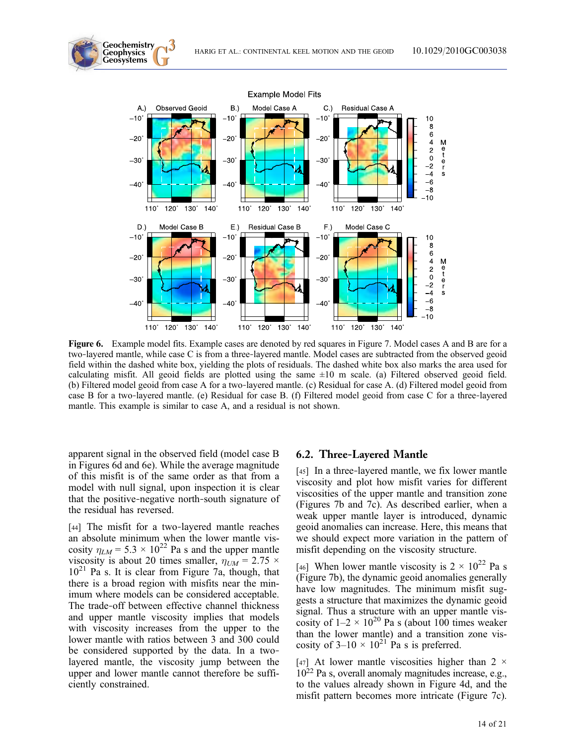**Figure 6.** Example model fits. Example cases are denoted by red squares in Figure 7. Model cases A and B are for a two-layered mantle, while case C is from a three-layered mantle. Model cases are subtracted from the observed geoid field within the dashed white box, yielding the plots of residuals. The dashed white box also marks the area used for calculating misfit. All geoid fields are plotted using the same ±10 m scale. (a) Filtered observed geoid field. (b) Filtered model geoid from case A for a two-layered mantle. (c) Residual for case A. (d) Filtered model geoid from case B for a two-layered mantle. (e) Residual for case B. (f) Filtered model geoid from case C for a three-layered mantle. This example is similar to case A, and a residual is not shown.

apparent signal in the observed field (model case B in Figures 6d and 6e). While the average magnitude of this misfit is of the same order as that from a model with null signal, upon inspection it is clear that the positive-negative north-south signature of the residual has reversed.

[44] The misfit for a two-layered mantle reaches an absolute minimum when the lower mantle viscosity $\eta_{LM} = 5.3 \times 10^{22}$ Pa s and the upper mantle viscosity is about 20 times smaller, $\eta_{UM} = 2.75 \times 10^{21}$ Pa s. It is clear from Figure 7a, though, that there is a broad region with misfits near the minimum where models can be considered acceptable. The trade-off between effective channel thickness and upper mantle viscosity implies that models with viscosity increases from the upper to the lower mantle with ratios between 3 and 300 could be considered supported by the data. In a two-layered mantle, the viscosity jump between the upper and lower mantle cannot therefore be sufficiently constrained.

## 6.2. Three-Layered Mantle

[45] In a three-layered mantle, we fix lower mantle viscosity and plot how misfit varies for different viscosities of the upper mantle and transition zone (Figures 7b and 7c). As described earlier, when a weak upper mantle layer is introduced, dynamic geoid anomalies can increase. Here, this means that we should expect more variation in the pattern of misfit depending on the viscosity structure.

[46] When lower mantle viscosity is $2 \times 10^{22}$ Pa s (Figure 7b), the dynamic geoid anomalies generally have low magnitudes. The minimum misfit suggests a structure that maximizes the dynamic geoid signal. Thus a structure with an upper mantle viscosity of $1$–$2 \times 10^{20}$ Pa s (about 100 times weaker than the lower mantle) and a transition zone viscosity of $3$–$10 \times 10^{21}$ Pa s is preferred.

[47] At lower mantle viscosities higher than $2 \times 10^{22}$ Pa s, overall anomaly magnitudes increase, e.g., to the values already shown in Figure 4d, and the misfit pattern becomes more intricate (Figure 7c).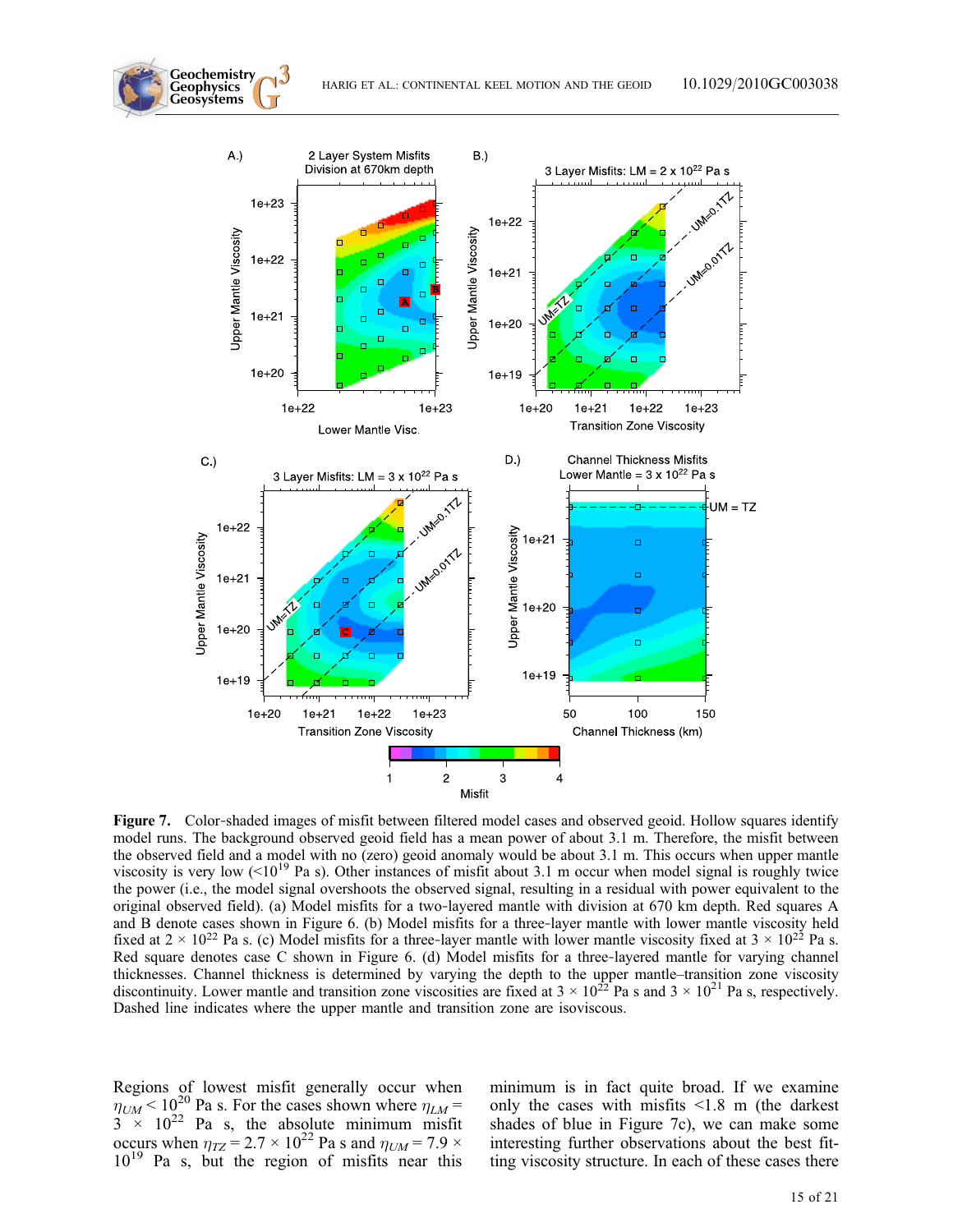**Figure 7.** Color-shaded images of misfit between filtered model cases and observed geoid. Hollow squares identify model runs. The background observed geoid field has a mean power of about 3.1 m. Therefore, the misfit between the observed field and a model with no (zero) geoid anomaly would be about 3.1 m. This occurs when upper mantle viscosity is very low ($<10^{19}$ Pa s). Other instances of misfit about 3.1 m occur when model signal is roughly twice the power (i.e., the model signal overshoots the observed signal, resulting in a residual with power equivalent to the original observed field). (a) Model misfits for a two-layered mantle with division at 670 km depth. Red squares A and B denote cases shown in Figure 6. (b) Model misfits for a three-layer mantle with lower mantle viscosity held fixed at $2 \times 10^{22}$ Pa s. (c) Model misfits for a three-layer mantle with lower mantle viscosity fixed at $3 \times 10^{22}$ Pa s. Red square denotes case C shown in Figure 6. (d) Model misfits for a three-layered mantle for varying channel thicknesses. Channel thickness is determined by varying the depth to the upper mantle–transition zone viscosity discontinuity. Lower mantle and transition zone viscosities are fixed at $3 \times 10^{22}$ Pa s and $3 \times 10^{21}$ Pa s, respectively. Dashed line indicates where the upper mantle and transition zone are isoviscous.

Regions of lowest misfit generally occur when $\eta_{UM} < 10^{20}$ Pa s. For the cases shown where $\eta_{LM} = 3 \times 10^{22}$ Pa s, the absolute minimum misfit occurs when $\eta_{TZ} = 2.7 \times 10^{22}$ Pa s and $\eta_{UM} = 7.9 \times 10^{19}$ Pa s, but the region of misfits near this minimum is in fact quite broad. If we examine only the cases with misfits <1.8 m (the darkest shades of blue in Figure 7c), we can make some interesting further observations about the best fitting viscosity structure. In each of these cases there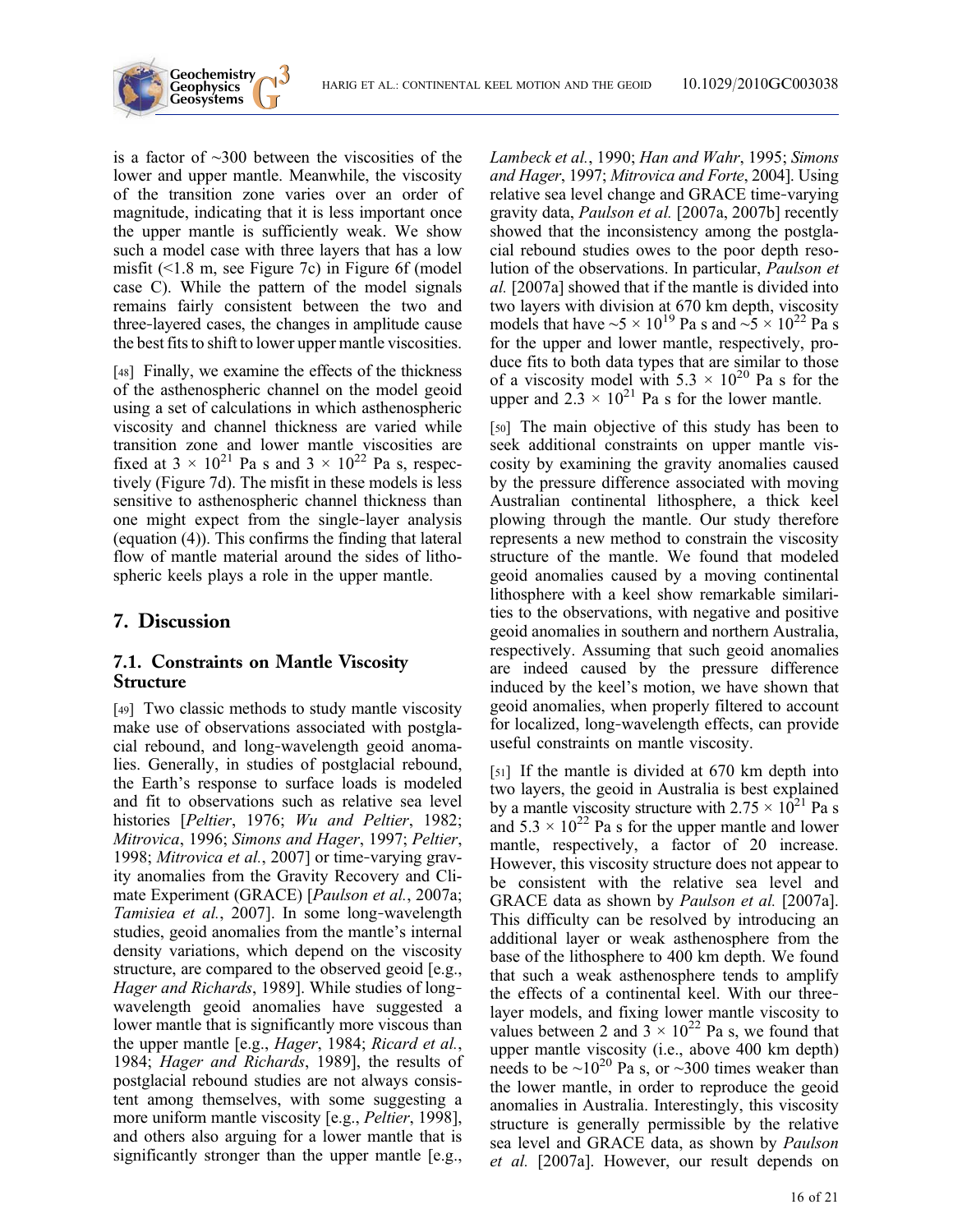is a factor of ~300 between the viscosities of the lower and upper mantle. Meanwhile, the viscosity of the transition zone varies over an order of magnitude, indicating that it is less important once the upper mantle is sufficiently weak. We show such a model case with three layers that has a low misfit (<1.8 m, see Figure 7c) in Figure 6f (model case C). While the pattern of the model signals remains fairly consistent between the two and three-layered cases, the changes in amplitude cause the best fits to shift to lower upper mantle viscosities.

[48] Finally, we examine the effects of the thickness of the asthenospheric channel on the model geoid using a set of calculations in which asthenospheric viscosity and channel thickness are varied while transition zone and lower mantle viscosities are fixed at $3 \times 10^{21}$ Pa s and $3 \times 10^{22}$ Pa s, respectively (Figure 7d). The misfit in these models is less sensitive to asthenospheric channel thickness than one might expect from the single-layer analysis (equation (4)). This confirms the finding that lateral flow of mantle material around the sides of lithospheric keels plays a role in the upper mantle.

## 7. Discussion

### 7.1. Constraints on Mantle Viscosity Structure

[49] Two classic methods to study mantle viscosity make use of observations associated with postglacial rebound, and long-wavelength geoid anomalies. Generally, in studies of postglacial rebound, the Earth's response to surface loads is modeled and fit to observations such as relative sea level histories [*Peltier*, 1976; *Wu and Peltier*, 1982; *Mitrovica*, 1996; *Simons and Hager*, 1997; *Peltier*, 1998; *Mitrovica et al.*, 2007] or time-varying gravity anomalies from the Gravity Recovery and Climate Experiment (GRACE) [*Paulson et al.*, 2007a; *Tamisiea et al.*, 2007]. In some long-wavelength studies, geoid anomalies from the mantle's internal density variations, which depend on the viscosity structure, are compared to the observed geoid [e.g., *Hager and Richards*, 1989]. While studies of long-wavelength geoid anomalies have suggested a lower mantle that is significantly more viscous than the upper mantle [e.g., *Hager*, 1984; *Ricard et al.*, 1984; *Hager and Richards*, 1989], the results of postglacial rebound studies are not always consistent among themselves, with some suggesting a more uniform mantle viscosity [e.g., *Peltier*, 1998], and others also arguing for a lower mantle that is significantly stronger than the upper mantle [e.g., *Lambeck et al.*, 1990; *Han and Wahr*, 1995; *Simons and Hager*, 1997; *Mitrovica and Forte*, 2004]. Using relative sea level change and GRACE time-varying gravity data, *Paulson et al.* [2007a, 2007b] recently showed that the inconsistency among the postglacial rebound studies owes to the poor depth resolution of the observations. In particular, *Paulson et al.* [2007a] showed that if the mantle is divided into two layers with division at 670 km depth, viscosity models that have $\sim 5 \times 10^{19}$ Pa s and $\sim 5 \times 10^{22}$ Pa s for the upper and lower mantle, respectively, produce fits to both data types that are similar to those of a viscosity model with $5.3 \times 10^{20}$ Pa s for the upper and $2.3 \times 10^{21}$ Pa s for the lower mantle.

[50] The main objective of this study has been to seek additional constraints on upper mantle viscosity by examining the gravity anomalies caused by the pressure difference associated with moving Australian continental lithosphere, a thick keel plowing through the mantle. Our study therefore represents a new method to constrain the viscosity structure of the mantle. We found that modeled geoid anomalies caused by a moving continental lithosphere with a keel show remarkable similarities to the observations, with negative and positive geoid anomalies in southern and northern Australia, respectively. Assuming that such geoid anomalies are indeed caused by the pressure difference induced by the keel's motion, we have shown that geoid anomalies, when properly filtered to account for localized, long-wavelength effects, can provide useful constraints on mantle viscosity.

[51] If the mantle is divided at 670 km depth into two layers, the geoid in Australia is best explained by a mantle viscosity structure with $2.75 \times 10^{21}$ Pa s and $5.3 \times 10^{22}$ Pa s for the upper mantle and lower mantle, respectively, a factor of 20 increase. However, this viscosity structure does not appear to be consistent with the relative sea level and GRACE data as shown by *Paulson et al.* [2007a]. This difficulty can be resolved by introducing an additional layer or weak asthenosphere from the base of the lithosphere to 400 km depth. We found that such a weak asthenosphere tends to amplify the effects of a continental keel. With our three-layer models, and fixing lower mantle viscosity to values between 2 and $3 \times 10^{22}$ Pa s, we found that upper mantle viscosity (i.e., above 400 km depth) needs to be $\sim 10^{20}$ Pa s, or ~300 times weaker than the lower mantle, in order to reproduce the geoid anomalies in Australia. Interestingly, this viscosity structure is generally permissible by the relative sea level and GRACE data, as shown by *Paulson et al.* [2007a]. However, our result depends on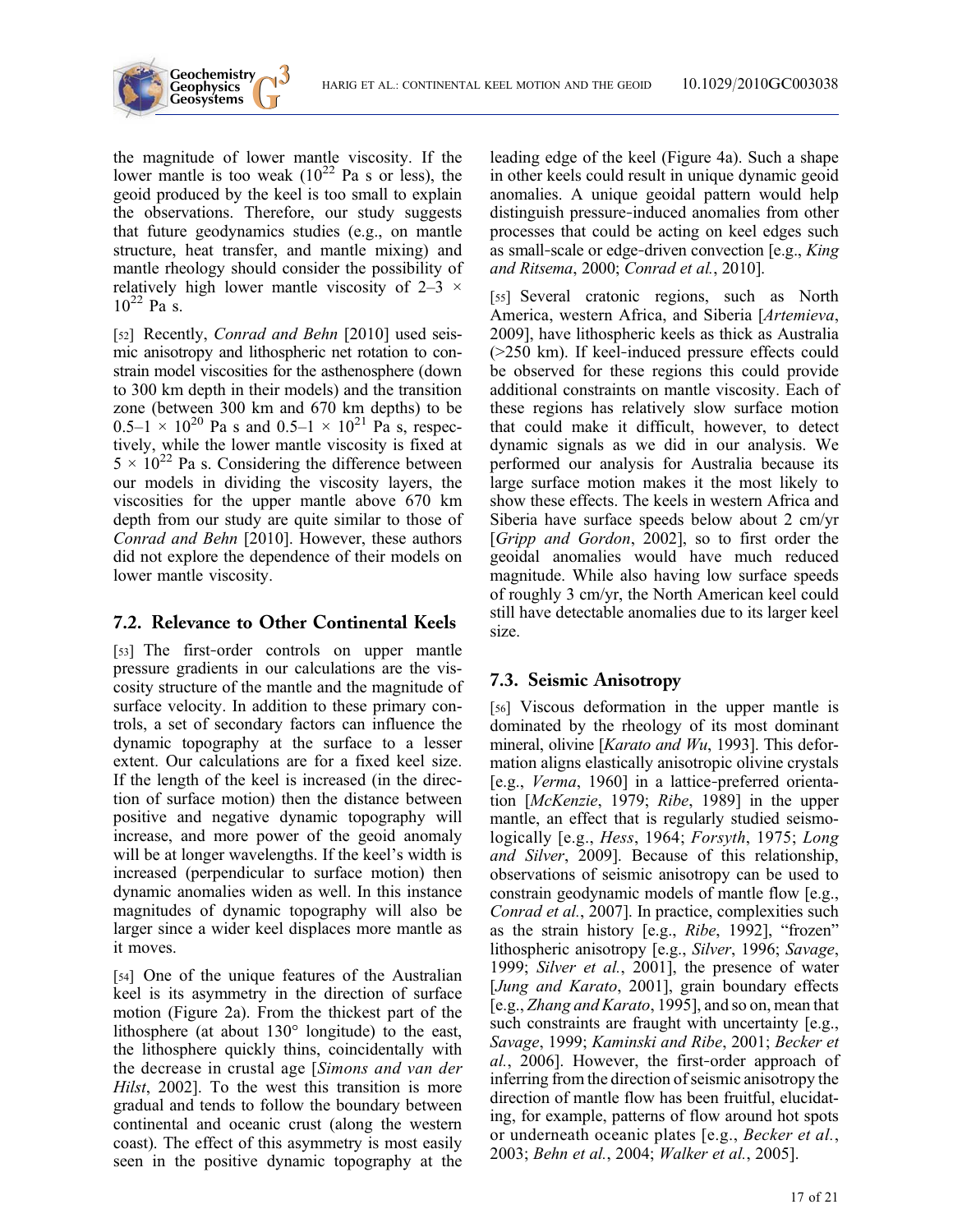the magnitude of lower mantle viscosity. If the lower mantle is too weak ($10^{22}$ Pa s or less), the geoid produced by the keel is too small to explain the observations. Therefore, our study suggests that future geodynamics studies (e.g., on mantle structure, heat transfer, and mantle mixing) and mantle rheology should consider the possibility of relatively high lower mantle viscosity of 2–3 $\times$ $10^{22}$ Pa s.

[52] Recently, *Conrad and Behn* [2010] used seismic anisotropy and lithospheric net rotation to constrain model viscosities for the asthenosphere (down to 300 km depth in their models) and the transition zone (between 300 km and 670 km depths) to be 0.5–1 $\times$ $10^{20}$ Pa s and 0.5–1 $\times$ $10^{21}$ Pa s, respectively, while the lower mantle viscosity is fixed at 5 $\times$ $10^{22}$ Pa s. Considering the difference between our models in dividing the viscosity layers, the viscosities for the upper mantle above 670 km depth from our study are quite similar to those of *Conrad and Behn* [2010]. However, these authors did not explore the dependence of their models on lower mantle viscosity.

## 7.2. Relevance to Other Continental Keels

[53] The first-order controls on upper mantle pressure gradients in our calculations are the viscosity structure of the mantle and the magnitude of surface velocity. In addition to these primary controls, a set of secondary factors can influence the dynamic topography at the surface to a lesser extent. Our calculations are for a fixed keel size. If the length of the keel is increased (in the direction of surface motion) then the distance between positive and negative dynamic topography will increase, and more power of the geoid anomaly will be at longer wavelengths. If the keel's width is increased (perpendicular to surface motion) then dynamic anomalies widen as well. In this instance magnitudes of dynamic topography will also be larger since a wider keel displaces more mantle as it moves.

[54] One of the unique features of the Australian keel is its asymmetry in the direction of surface motion (Figure 2a). From the thickest part of the lithosphere (at about 130° longitude) to the east, the lithosphere quickly thins, coincidentally with the decrease in crustal age [*Simons and van der Hilst*, 2002]. To the west this transition is more gradual and tends to follow the boundary between continental and oceanic crust (along the western coast). The effect of this asymmetry is most easily seen in the positive dynamic topography at the leading edge of the keel (Figure 4a). Such a shape in other keels could result in unique dynamic geoid anomalies. A unique geoidal pattern would help distinguish pressure-induced anomalies from other processes that could be acting on keel edges such as small-scale or edge-driven convection [e.g., *King and Ritsema*, 2000; *Conrad et al.*, 2010].

[55] Several cratonic regions, such as North America, western Africa, and Siberia [*Artemieva*, 2009], have lithospheric keels as thick as Australia (>250 km). If keel-induced pressure effects could be observed for these regions this could provide additional constraints on mantle viscosity. Each of these regions has relatively slow surface motion that could make it difficult, however, to detect dynamic signals as we did in our analysis. We performed our analysis for Australia because its large surface motion makes it the most likely to show these effects. The keels in western Africa and Siberia have surface speeds below about 2 cm/yr [*Gripp and Gordon*, 2002], so to first order the geoidal anomalies would have much reduced magnitude. While also having low surface speeds of roughly 3 cm/yr, the North American keel could still have detectable anomalies due to its larger keel size.

## 7.3. Seismic Anisotropy

[56] Viscous deformation in the upper mantle is dominated by the rheology of its most dominant mineral, olivine [*Karato and Wu*, 1993]. This deformation aligns elastically anisotropic olivine crystals [e.g., *Verma*, 1960] in a lattice-preferred orientation [*McKenzie*, 1979; *Ribe*, 1989] in the upper mantle, an effect that is regularly studied seismologically [e.g., *Hess*, 1964; *Forsyth*, 1975; *Long and Silver*, 2009]. Because of this relationship, observations of seismic anisotropy can be used to constrain geodynamic models of mantle flow [e.g., *Conrad et al.*, 2007]. In practice, complexities such as the strain history [e.g., *Ribe*, 1992], "frozen" lithospheric anisotropy [e.g., *Silver*, 1996; *Savage*, 1999; *Silver et al.*, 2001], the presence of water [*Jung and Karato*, 2001], grain boundary effects [e.g., *Zhang and Karato*, 1995], and so on, mean that such constraints are fraught with uncertainty [e.g., *Savage*, 1999; *Kaminski and Ribe*, 2001; *Becker et al.*, 2006]. However, the first-order approach of inferring from the direction of seismic anisotropy the direction of mantle flow has been fruitful, elucidating, for example, patterns of flow around hot spots or underneath oceanic plates [e.g., *Becker et al.*, 2003; *Behn et al.*, 2004; *Walker et al.*, 2005].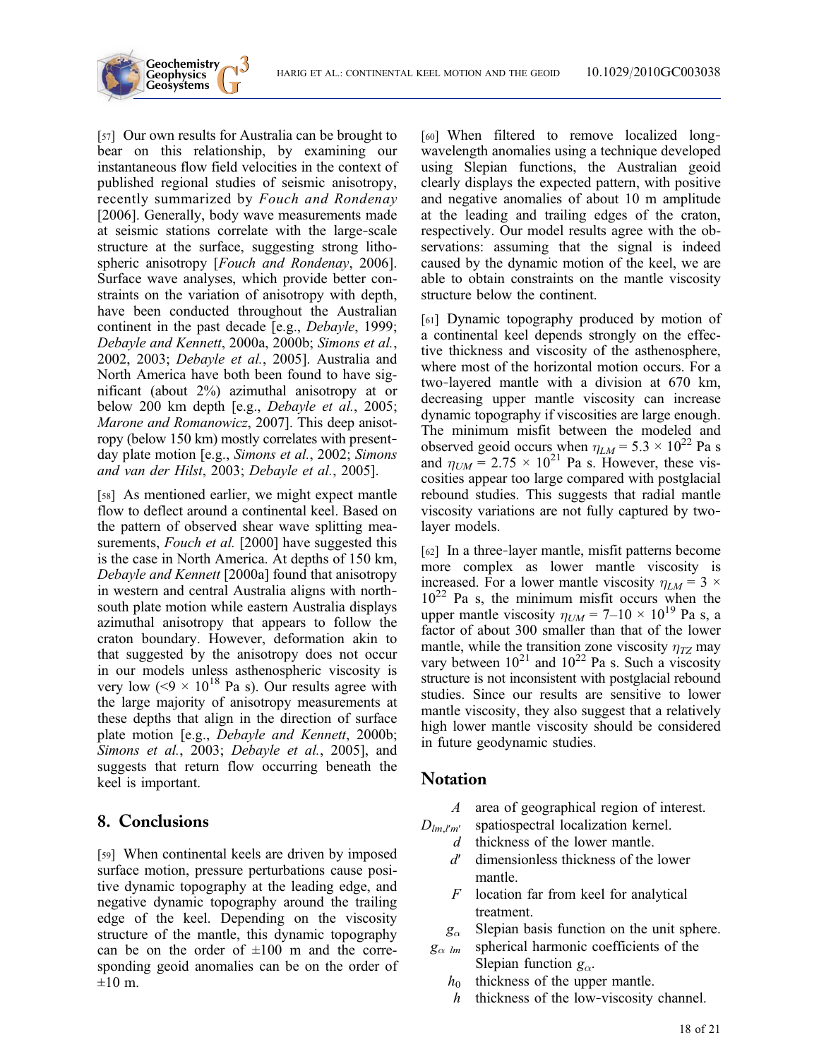[57] Our own results for Australia can be brought to bear on this relationship, by examining our instantaneous flow field velocities in the context of published regional studies of seismic anisotropy, recently summarized by *Fouch and Rondenay* [2006]. Generally, body wave measurements made at seismic stations correlate with the large-scale structure at the surface, suggesting strong lithospheric anisotropy [*Fouch and Rondenay*, 2006]. Surface wave analyses, which provide better constraints on the variation of anisotropy with depth, have been conducted throughout the Australian continent in the past decade [e.g., *Debayle*, 1999; *Debayle and Kennett*, 2000a, 2000b; *Simons et al.*, 2002, 2003; *Debayle et al.*, 2005]. Australia and North America have both been found to have significant (about 2%) azimuthal anisotropy at or below 200 km depth [e.g., *Debayle et al.*, 2005; *Marone and Romanowicz*, 2007]. This deep anisotropy (below 150 km) mostly correlates with present-day plate motion [e.g., *Simons et al.*, 2002; *Simons and van der Hilst*, 2003; *Debayle et al.*, 2005].

[58] As mentioned earlier, we might expect mantle flow to deflect around a continental keel. Based on the pattern of observed shear wave splitting measurements, *Fouch et al.* [2000] have suggested this is the case in North America. At depths of 150 km, *Debayle and Kennett* [2000a] found that anisotropy in western and central Australia aligns with north-south plate motion while eastern Australia displays azimuthal anisotropy that appears to follow the craton boundary. However, deformation akin to that suggested by the anisotropy does not occur in our models unless asthenospheric viscosity is very low ($<9 \times 10^{18}$ Pa s). Our results agree with the large majority of anisotropy measurements at these depths that align in the direction of surface plate motion [e.g., *Debayle and Kennett*, 2000b; *Simons et al.*, 2003; *Debayle et al.*, 2005], and suggests that return flow occurring beneath the keel is important.

## 8. Conclusions

[59] When continental keels are driven by imposed surface motion, pressure perturbations cause positive dynamic topography at the leading edge, and negative dynamic topography around the trailing edge of the keel. Depending on the viscosity structure of the mantle, this dynamic topography can be on the order of $\pm 100$ m and the corresponding geoid anomalies can be on the order of $\pm 10$ m.

[60] When filtered to remove localized long-wavelength anomalies using a technique developed using Slepian functions, the Australian geoid clearly displays the expected pattern, with positive and negative anomalies of about 10 m amplitude at the leading and trailing edges of the craton, respectively. Our model results agree with the observations: assuming that the signal is indeed caused by the dynamic motion of the keel, we are able to obtain constraints on the mantle viscosity structure below the continent.

[61] Dynamic topography produced by motion of a continental keel depends strongly on the effective thickness and viscosity of the asthenosphere, where most of the horizontal motion occurs. For a two-layered mantle with a division at 670 km, decreasing upper mantle viscosity can increase dynamic topography if viscosities are large enough. The minimum misfit between the modeled and observed geoid occurs when $\eta_{LM} = 5.3 \times 10^{22}$ Pa s and $\eta_{UM} = 2.75 \times 10^{21}$ Pa s. However, these viscosities appear too large compared with postglacial rebound studies. This suggests that radial mantle viscosity variations are not fully captured by two-layer models.

[62] In a three-layer mantle, misfit patterns become more complex as lower mantle viscosity is increased. For a lower mantle viscosity $\eta_{LM} = 3 \times 10^{22}$ Pa s, the minimum misfit occurs when the upper mantle viscosity $\eta_{UM} = 7\text{–}10 \times 10^{19}$ Pa s, a factor of about 300 smaller than that of the lower mantle, while the transition zone viscosity $\eta_{TZ}$ may vary between $10^{21}$ and $10^{22}$ Pa s. Such a viscosity structure is not inconsistent with postglacial rebound studies. Since our results are sensitive to lower mantle viscosity, they also suggest that a relatively high lower mantle viscosity should be considered in future geodynamic studies.

## Notation

- $A$ area of geographical region of interest.
- $D_{lm,l'm'}$ spatiospectral localization kernel.
- $d$ thickness of the lower mantle.
- $d'$ dimensionless thickness of the lower mantle.
- $F$ location far from keel for analytical treatment.
- $g_\alpha$ Slepian basis function on the unit sphere.
- $g_{\alpha\ lm}$ spherical harmonic coefficients of the Slepian function $g_\alpha$.
- $h_0$ thickness of the upper mantle.
- $h$ thickness of the low-viscosity channel.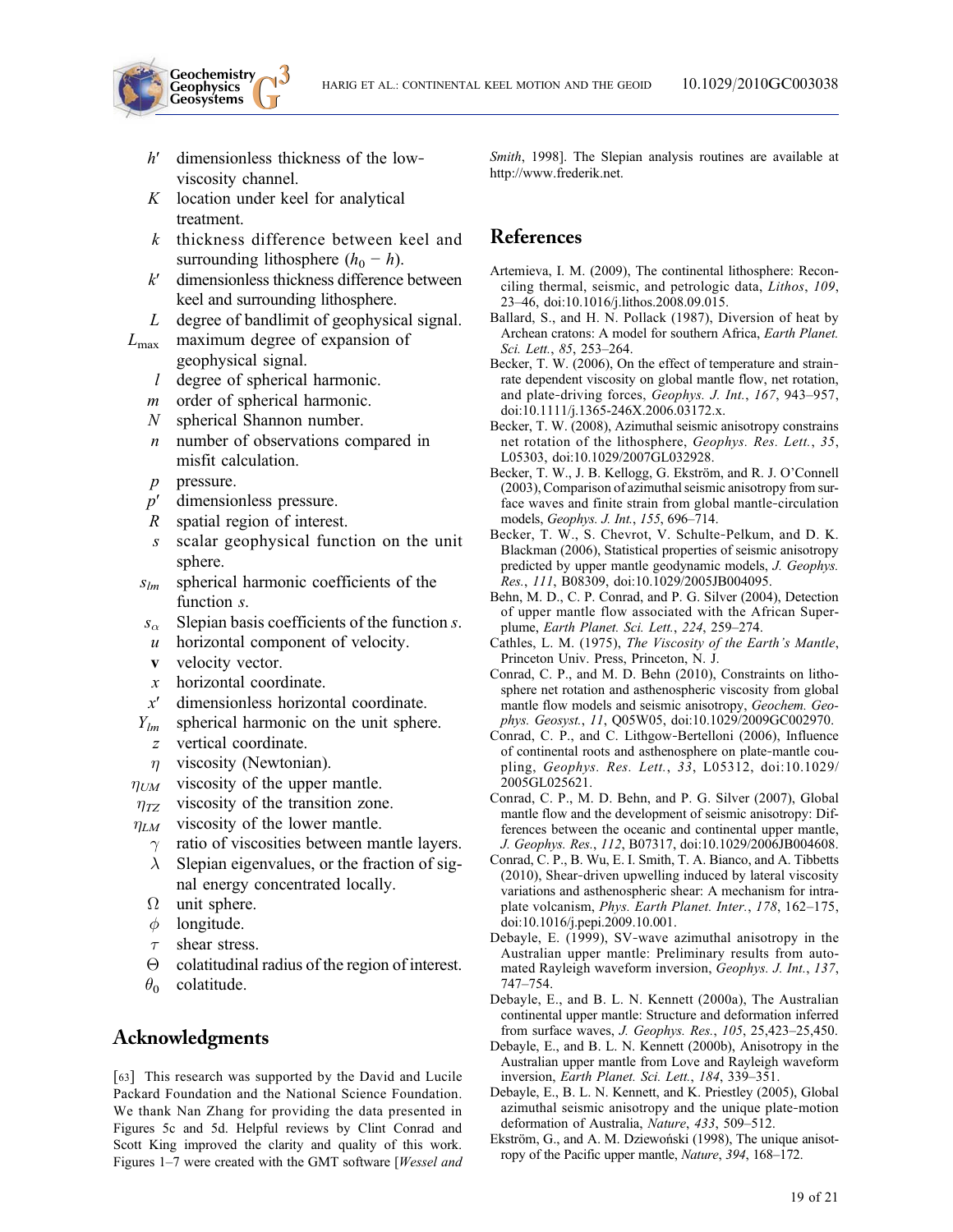- $h'$ dimensionless thickness of the low-viscosity channel.
- $K$ location under keel for analytical treatment.
- $k$ thickness difference between keel and surrounding lithosphere ($h_0 - h$).
- $k'$ dimensionless thickness difference between keel and surrounding lithosphere.
- $L$ degree of bandlimit of geophysical signal.
- $L_{\max}$ maximum degree of expansion of geophysical signal.
- $l$ degree of spherical harmonic.
- $m$ order of spherical harmonic.
- $N$ spherical Shannon number.
- $n$ number of observations compared in misfit calculation.
- $p$ pressure.
- $p'$ dimensionless pressure.
- $R$ spatial region of interest.
- $s$ scalar geophysical function on the unit sphere.
- $s_{lm}$ spherical harmonic coefficients of the function $s$.
- $s_\alpha$ Slepian basis coefficients of the function $s$.
- $u$ horizontal component of velocity.
- $\mathbf{v}$ velocity vector.
- $x$ horizontal coordinate.
- $x'$ dimensionless horizontal coordinate.
- $Y_{lm}$ spherical harmonic on the unit sphere.
- $z$ vertical coordinate.
- $\eta$ viscosity (Newtonian).
- $\eta_{UM}$ viscosity of the upper mantle.
- $\eta_{TZ}$ viscosity of the transition zone.
- $\eta_{LM}$ viscosity of the lower mantle.
- $\gamma$ ratio of viscosities between mantle layers.
- $\lambda$ Slepian eigenvalues, or the fraction of signal energy concentrated locally.
- $\Omega$ unit sphere.
- $\phi$ longitude.
- $\tau$ shear stress.
- $\Theta$ colatitudinal radius of the region of interest.
- $\theta_0$ colatitude.

## Acknowledgments

[63] This research was supported by the David and Lucile Packard Foundation and the National Science Foundation. We thank Nan Zhang for providing the data presented in Figures 5c and 5d. Helpful reviews by Clint Conrad and Scott King improved the clarity and quality of this work. Figures 1–7 were created with the GMT software [*Wessel and Smith*, 1998]. The Slepian analysis routines are available at http://www.frederik.net.

## References

Artemieva, I. M. (2009), The continental lithosphere: Reconciling thermal, seismic, and petrologic data, *Lithos*, *109*, 23–46, doi:10.1016/j.lithos.2008.09.015.

Ballard, S., and H. N. Pollack (1987), Diversion of heat by Archean cratons: A model for southern Africa, *Earth Planet. Sci. Lett.*, *85*, 253–264.

Becker, T. W. (2006), On the effect of temperature and strain-rate dependent viscosity on global mantle flow, net rotation, and plate-driving forces, *Geophys. J. Int.*, *167*, 943–957, doi:10.1111/j.1365-246X.2006.03172.x.

Becker, T. W. (2008), Azimuthal seismic anisotropy constrains net rotation of the lithosphere, *Geophys. Res. Lett.*, *35*, L05303, doi:10.1029/2007GL032928.

Becker, T. W., J. B. Kellogg, G. Ekström, and R. J. O'Connell (2003), Comparison of azimuthal seismic anisotropy from surface waves and finite strain from global mantle-circulation models, *Geophys. J. Int.*, *155*, 696–714.

Becker, T. W., S. Chevrot, V. Schulte-Pelkum, and D. K. Blackman (2006), Statistical properties of seismic anisotropy predicted by upper mantle geodynamic models, *J. Geophys. Res.*, *111*, B08309, doi:10.1029/2005JB004095.

Behn, M. D., C. P. Conrad, and P. G. Silver (2004), Detection of upper mantle flow associated with the African Superplume, *Earth Planet. Sci. Lett.*, *224*, 259–274.

Cathles, L. M. (1975), *The Viscosity of the Earth's Mantle*, Princeton Univ. Press, Princeton, N. J.

Conrad, C. P., and M. D. Behn (2010), Constraints on lithosphere net rotation and asthenospheric viscosity from global mantle flow models and seismic anisotropy, *Geochem. Geophys. Geosyst.*, *11*, Q05W05, doi:10.1029/2009GC002970.

Conrad, C. P., and C. Lithgow-Bertelloni (2006), Influence of continental roots and asthenosphere on plate-mantle coupling, *Geophys. Res. Lett.*, *33*, L05312, doi:10.1029/2005GL025621.

Conrad, C. P., M. D. Behn, and P. G. Silver (2007), Global mantle flow and the development of seismic anisotropy: Differences between the oceanic and continental upper mantle, *J. Geophys. Res.*, *112*, B07317, doi:10.1029/2006JB004608.

Conrad, C. P., B. Wu, E. I. Smith, T. A. Bianco, and A. Tibbetts (2010), Shear-driven upwelling induced by lateral viscosity variations and asthenospheric shear: A mechanism for intraplate volcanism, *Phys. Earth Planet. Inter.*, *178*, 162–175, doi:10.1016/j.pepi.2009.10.001.

Debayle, E. (1999), SV-wave azimuthal anisotropy in the Australian upper mantle: Preliminary results from automated Rayleigh waveform inversion, *Geophys. J. Int.*, *137*, 747–754.

Debayle, E., and B. L. N. Kennett (2000a), The Australian continental upper mantle: Structure and deformation inferred from surface waves, *J. Geophys. Res.*, *105*, 25,423–25,450.

Debayle, E., and B. L. N. Kennett (2000b), Anisotropy in the Australian upper mantle from Love and Rayleigh waveform inversion, *Earth Planet. Sci. Lett.*, *184*, 339–351.

Debayle, E., B. L. N. Kennett, and K. Priestley (2005), Global azimuthal seismic anisotropy and the unique plate-motion deformation of Australia, *Nature*, *433*, 509–512.

Ekström, G., and A. M. Dziewoński (1998), The unique anisotropy of the Pacific upper mantle, *Nature*, *394*, 168–172.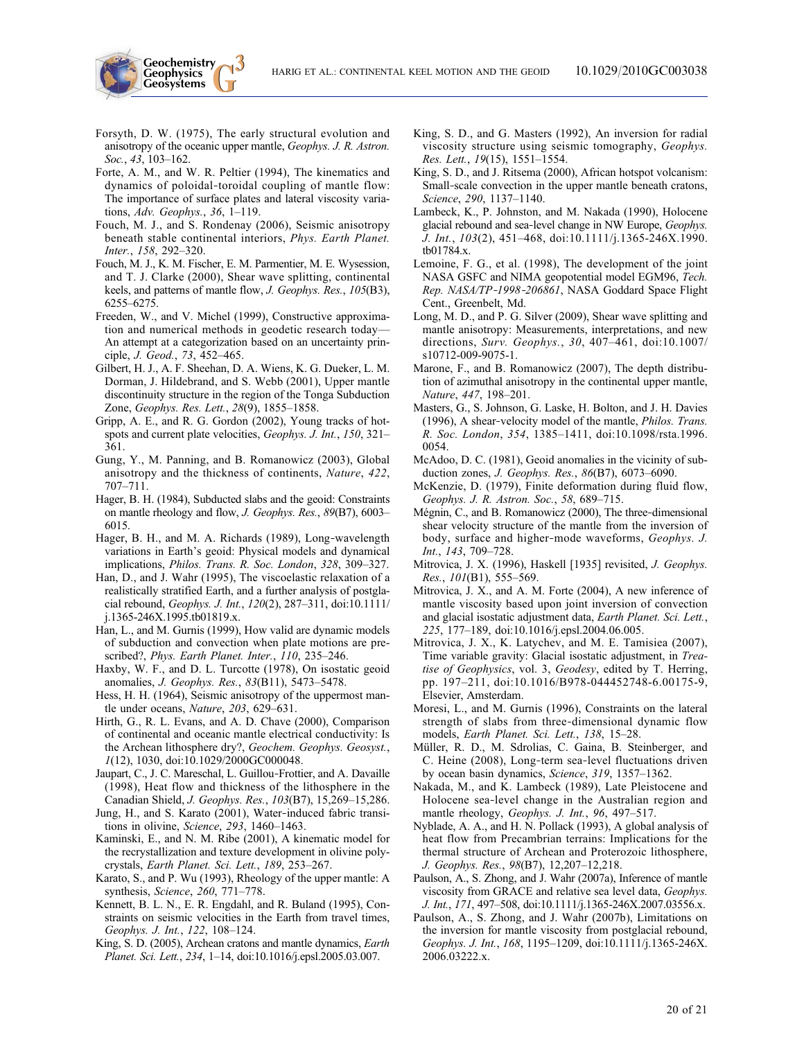Forsyth, D. W. (1975), The early structural evolution and anisotropy of the oceanic upper mantle, *Geophys. J. R. Astron. Soc.*, *43*, 103–162.

Forte, A. M., and W. R. Peltier (1994), The kinematics and dynamics of poloidal-toroidal coupling of mantle flow: The importance of surface plates and lateral viscosity variations, *Adv. Geophys.*, *36*, 1–119.

Fouch, M. J., and S. Rondenay (2006), Seismic anisotropy beneath stable continental interiors, *Phys. Earth Planet. Inter.*, *158*, 292–320.

Fouch, M. J., K. M. Fischer, E. M. Parmentier, M. E. Wysession, and T. J. Clarke (2000), Shear wave splitting, continental keels, and patterns of mantle flow, *J. Geophys. Res.*, *105*(B3), 6255–6275.

Freeden, W., and V. Michel (1999), Constructive approximation and numerical methods in geodetic research today—An attempt at a categorization based on an uncertainty principle, *J. Geod.*, *73*, 452–465.

Gilbert, H. J., A. F. Sheehan, D. A. Wiens, K. G. Dueker, L. M. Dorman, J. Hildebrand, and S. Webb (2001), Upper mantle discontinuity structure in the region of the Tonga Subduction Zone, *Geophys. Res. Lett.*, *28*(9), 1855–1858.

Gripp, A. E., and R. G. Gordon (2002), Young tracks of hotspots and current plate velocities, *Geophys. J. Int.*, *150*, 321–361.

Gung, Y., M. Panning, and B. Romanowicz (2003), Global anisotropy and the thickness of continents, *Nature*, *422*, 707–711.

Hager, B. H. (1984), Subducted slabs and the geoid: Constraints on mantle rheology and flow, *J. Geophys. Res.*, *89*(B7), 6003–6015.

Hager, B. H., and M. A. Richards (1989), Long-wavelength variations in Earth's geoid: Physical models and dynamical implications, *Philos. Trans. R. Soc. London*, *328*, 309–327.

Han, D., and J. Wahr (1995), The viscoelastic relaxation of a realistically stratified Earth, and a further analysis of postglacial rebound, *Geophys. J. Int.*, *120*(2), 287–311, doi:10.1111/j.1365-246X.1995.tb01819.x.

Han, L., and M. Gurnis (1999), How valid are dynamic models of subduction and convection when plate motions are prescribed?, *Phys. Earth Planet. Inter.*, *110*, 235–246.

Haxby, W. F., and D. L. Turcotte (1978), On isostatic geoid anomalies, *J. Geophys. Res.*, *83*(B11), 5473–5478.

Hess, H. H. (1964), Seismic anisotropy of the uppermost mantle under oceans, *Nature*, *203*, 629–631.

Hirth, G., R. L. Evans, and A. D. Chave (2000), Comparison of continental and oceanic mantle electrical conductivity: Is the Archean lithosphere dry?, *Geochem. Geophys. Geosyst.*, *1*(12), 1030, doi:10.1029/2000GC000048.

Jaupart, C., J. C. Mareschal, L. Guillou-Frottier, and A. Davaille (1998), Heat flow and thickness of the lithosphere in the Canadian Shield, *J. Geophys. Res.*, *103*(B7), 15,269–15,286.

Jung, H., and S. Karato (2001), Water-induced fabric transitions in olivine, *Science*, *293*, 1460–1463.

Kaminski, E., and N. M. Ribe (2001), A kinematic model for the recrystallization and texture development in olivine polycrystals, *Earth Planet. Sci. Lett.*, *189*, 253–267.

Karato, S., and P. Wu (1993), Rheology of the upper mantle: A synthesis, *Science*, *260*, 771–778.

Kennett, B. L. N., E. R. Engdahl, and R. Buland (1995), Constraints on seismic velocities in the Earth from travel times, *Geophys. J. Int.*, *122*, 108–124.

King, S. D. (2005), Archean cratons and mantle dynamics, *Earth Planet. Sci. Lett.*, *234*, 1–14, doi:10.1016/j.epsl.2005.03.007.

King, S. D., and G. Masters (1992), An inversion for radial viscosity structure using seismic tomography, *Geophys. Res. Lett.*, *19*(15), 1551–1554.

King, S. D., and J. Ritsema (2000), African hotspot volcanism: Small-scale convection in the upper mantle beneath cratons, *Science*, *290*, 1137–1140.

Lambeck, K., P. Johnston, and M. Nakada (1990), Holocene glacial rebound and sea-level change in NW Europe, *Geophys. J. Int.*, *103*(2), 451–468, doi:10.1111/j.1365-246X.1990.tb01784.x.

Lemoine, F. G., et al. (1998), The development of the joint NASA GSFC and NIMA geopotential model EGM96, *Tech. Rep. NASA/TP-1998-206861*, NASA Goddard Space Flight Cent., Greenbelt, Md.

Long, M. D., and P. G. Silver (2009), Shear wave splitting and mantle anisotropy: Measurements, interpretations, and new directions, *Surv. Geophys.*, *30*, 407–461, doi:10.1007/s10712-009-9075-1.

Marone, F., and B. Romanowicz (2007), The depth distribution of azimuthal anisotropy in the continental upper mantle, *Nature*, *447*, 198–201.

Masters, G., S. Johnson, G. Laske, H. Bolton, and J. H. Davies (1996), A shear-velocity model of the mantle, *Philos. Trans. R. Soc. London*, *354*, 1385–1411, doi:10.1098/rsta.1996.0054.

McAdoo, D. C. (1981), Geoid anomalies in the vicinity of subduction zones, *J. Geophys. Res.*, *86*(B7), 6073–6090.

McKenzie, D. (1979), Finite deformation during fluid flow, *Geophys. J. R. Astron. Soc.*, *58*, 689–715.

Mégnin, C., and B. Romanowicz (2000), The three-dimensional shear velocity structure of the mantle from the inversion of body, surface and higher-mode waveforms, *Geophys. J. Int.*, *143*, 709–728.

Mitrovica, J. X. (1996), Haskell [1935] revisited, *J. Geophys. Res.*, *101*(B1), 555–569.

Mitrovica, J. X., and A. M. Forte (2004), A new inference of mantle viscosity based upon joint inversion of convection and glacial isostatic adjustment data, *Earth Planet. Sci. Lett.*, *225*, 177–189, doi:10.1016/j.epsl.2004.06.005.

Mitrovica, J. X., K. Latychev, and M. E. Tamisiea (2007), Time variable gravity: Glacial isostatic adjustment, in *Treatise of Geophysics*, vol. 3, *Geodesy*, edited by T. Herring, pp. 197–211, doi:10.1016/B978-044452748-6.00175-9, Elsevier, Amsterdam.

Moresi, L., and M. Gurnis (1996), Constraints on the lateral strength of slabs from three-dimensional dynamic flow models, *Earth Planet. Sci. Lett.*, *138*, 15–28.

Müller, R. D., M. Sdrolias, C. Gaina, B. Steinberger, and C. Heine (2008), Long-term sea-level fluctuations driven by ocean basin dynamics, *Science*, *319*, 1357–1362.

Nakada, M., and K. Lambeck (1989), Late Pleistocene and Holocene sea-level change in the Australian region and mantle rheology, *Geophys. J. Int.*, *96*, 497–517.

Nyblade, A. A., and H. N. Pollack (1993), A global analysis of heat flow from Precambrian terrains: Implications for the thermal structure of Archean and Proterozoic lithosphere, *J. Geophys. Res.*, *98*(B7), 12,207–12,218.

Paulson, A., S. Zhong, and J. Wahr (2007a), Inference of mantle viscosity from GRACE and relative sea level data, *Geophys. J. Int.*, *171*, 497–508, doi:10.1111/j.1365-246X.2007.03556.x.

Paulson, A., S. Zhong, and J. Wahr (2007b), Limitations on the inversion for mantle viscosity from postglacial rebound, *Geophys. J. Int.*, *168*, 1195–1209, doi:10.1111/j.1365-246X.2006.03222.x.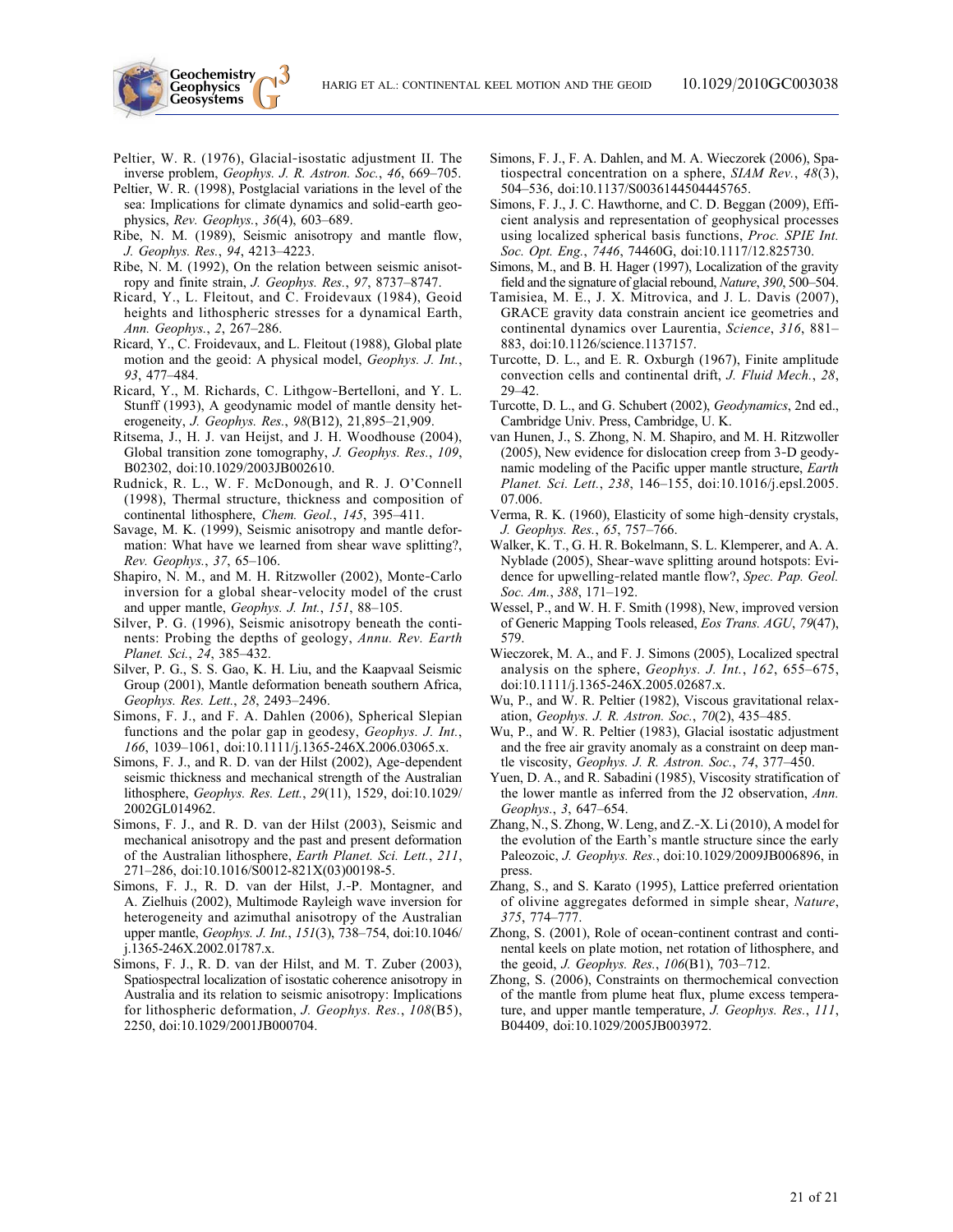Peltier, W. R. (1976), Glacial-isostatic adjustment II. The inverse problem, *Geophys. J. R. Astron. Soc.*, *46*, 669–705.

Peltier, W. R. (1998), Postglacial variations in the level of the sea: Implications for climate dynamics and solid-earth geophysics, *Rev. Geophys.*, *36*(4), 603–689.

Ribe, N. M. (1989), Seismic anisotropy and mantle flow, *J. Geophys. Res.*, *94*, 4213–4223.

Ribe, N. M. (1992), On the relation between seismic anisotropy and finite strain, *J. Geophys. Res.*, *97*, 8737–8747.

Ricard, Y., L. Fleitout, and C. Froidevaux (1984), Geoid heights and lithospheric stresses for a dynamical Earth, *Ann. Geophys.*, *2*, 267–286.

Ricard, Y., C. Froidevaux, and L. Fleitout (1988), Global plate motion and the geoid: A physical model, *Geophys. J. Int.*, *93*, 477–484.

Ricard, Y., M. Richards, C. Lithgow-Bertelloni, and Y. L. Stunff (1993), A geodynamic model of mantle density heterogeneity, *J. Geophys. Res.*, *98*(B12), 21,895–21,909.

Ritsema, J., H. J. van Heijst, and J. H. Woodhouse (2004), Global transition zone tomography, *J. Geophys. Res.*, *109*, B02302, doi:10.1029/2003JB002610.

Rudnick, R. L., W. F. McDonough, and R. J. O'Connell (1998), Thermal structure, thickness and composition of continental lithosphere, *Chem. Geol.*, *145*, 395–411.

Savage, M. K. (1999), Seismic anisotropy and mantle deformation: What have we learned from shear wave splitting?, *Rev. Geophys.*, *37*, 65–106.

Shapiro, N. M., and M. H. Ritzwoller (2002), Monte-Carlo inversion for a global shear-velocity model of the crust and upper mantle, *Geophys. J. Int.*, *151*, 88–105.

Silver, P. G. (1996), Seismic anisotropy beneath the continents: Probing the depths of geology, *Annu. Rev. Earth Planet. Sci.*, *24*, 385–432.

Silver, P. G., S. S. Gao, K. H. Liu, and the Kaapvaal Seismic Group (2001), Mantle deformation beneath southern Africa, *Geophys. Res. Lett.*, *28*, 2493–2496.

Simons, F. J., and F. A. Dahlen (2006), Spherical Slepian functions and the polar gap in geodesy, *Geophys. J. Int.*, *166*, 1039–1061, doi:10.1111/j.1365-246X.2006.03065.x.

Simons, F. J., and R. D. van der Hilst (2002), Age-dependent seismic thickness and mechanical strength of the Australian lithosphere, *Geophys. Res. Lett.*, *29*(11), 1529, doi:10.1029/2002GL014962.

Simons, F. J., and R. D. van der Hilst (2003), Seismic and mechanical anisotropy and the past and present deformation of the Australian lithosphere, *Earth Planet. Sci. Lett.*, *211*, 271–286, doi:10.1016/S0012-821X(03)00198-5.

Simons, F. J., R. D. van der Hilst, J.-P. Montagner, and A. Zielhuis (2002), Multimode Rayleigh wave inversion for heterogeneity and azimuthal anisotropy of the Australian upper mantle, *Geophys. J. Int.*, *151*(3), 738–754, doi:10.1046/j.1365-246X.2002.01787.x.

Simons, F. J., R. D. van der Hilst, and M. T. Zuber (2003), Spatiospectral localization of isostatic coherence anisotropy in Australia and its relation to seismic anisotropy: Implications for lithospheric deformation, *J. Geophys. Res.*, *108*(B5), 2250, doi:10.1029/2001JB000704.

Simons, F. J., F. A. Dahlen, and M. A. Wieczorek (2006), Spatiospectral concentration on a sphere, *SIAM Rev.*, *48*(3), 504–536, doi:10.1137/S0036144504445765.

Simons, F. J., J. C. Hawthorne, and C. D. Beggan (2009), Efficient analysis and representation of geophysical processes using localized spherical basis functions, *Proc. SPIE Int. Soc. Opt. Eng.*, *7446*, 74460G, doi:10.1117/12.825730.

Simons, M., and B. H. Hager (1997), Localization of the gravity field and the signature of glacial rebound, *Nature*, *390*, 500–504.

Tamisiea, M. E., J. X. Mitrovica, and J. L. Davis (2007), GRACE gravity data constrain ancient ice geometries and continental dynamics over Laurentia, *Science*, *316*, 881–883, doi:10.1126/science.1137157.

Turcotte, D. L., and E. R. Oxburgh (1967), Finite amplitude convection cells and continental drift, *J. Fluid Mech.*, *28*, 29–42.

Turcotte, D. L., and G. Schubert (2002), *Geodynamics*, 2nd ed., Cambridge Univ. Press, Cambridge, U. K.

van Hunen, J., S. Zhong, N. M. Shapiro, and M. H. Ritzwoller (2005), New evidence for dislocation creep from 3-D geodynamic modeling of the Pacific upper mantle structure, *Earth Planet. Sci. Lett.*, *238*, 146–155, doi:10.1016/j.epsl.2005.07.006.

Verma, R. K. (1960), Elasticity of some high-density crystals, *J. Geophys. Res.*, *65*, 757–766.

Walker, K. T., G. H. R. Bokelmann, S. L. Klemperer, and A. A. Nyblade (2005), Shear-wave splitting around hotspots: Evidence for upwelling-related mantle flow?, *Spec. Pap. Geol. Soc. Am.*, *388*, 171–192.

Wessel, P., and W. H. F. Smith (1998), New, improved version of Generic Mapping Tools released, *Eos Trans. AGU*, *79*(47), 579.

Wieczorek, M. A., and F. J. Simons (2005), Localized spectral analysis on the sphere, *Geophys. J. Int.*, *162*, 655–675, doi:10.1111/j.1365-246X.2005.02687.x.

Wu, P., and W. R. Peltier (1982), Viscous gravitational relaxation, *Geophys. J. R. Astron. Soc.*, *70*(2), 435–485.

Wu, P., and W. R. Peltier (1983), Glacial isostatic adjustment and the free air gravity anomaly as a constraint on deep mantle viscosity, *Geophys. J. R. Astron. Soc.*, *74*, 377–450.

Yuen, D. A., and R. Sabadini (1985), Viscosity stratification of the lower mantle as inferred from the J2 observation, *Ann. Geophys.*, *3*, 647–654.

Zhang, N., S. Zhong, W. Leng, and Z.-X. Li (2010), A model for the evolution of the Earth's mantle structure since the early Paleozoic, *J. Geophys. Res.*, doi:10.1029/2009JB006896, in press.

Zhang, S., and S. Karato (1995), Lattice preferred orientation of olivine aggregates deformed in simple shear, *Nature*, *375*, 774–777.

Zhong, S. (2001), Role of ocean-continent contrast and continental keels on plate motion, net rotation of lithosphere, and the geoid, *J. Geophys. Res.*, *106*(B1), 703–712.

Zhong, S. (2006), Constraints on thermochemical convection of the mantle from plume heat flux, plume excess temperature, and upper mantle temperature, *J. Geophys. Res.*, *111*, B04409, doi:10.1029/2005JB003972.